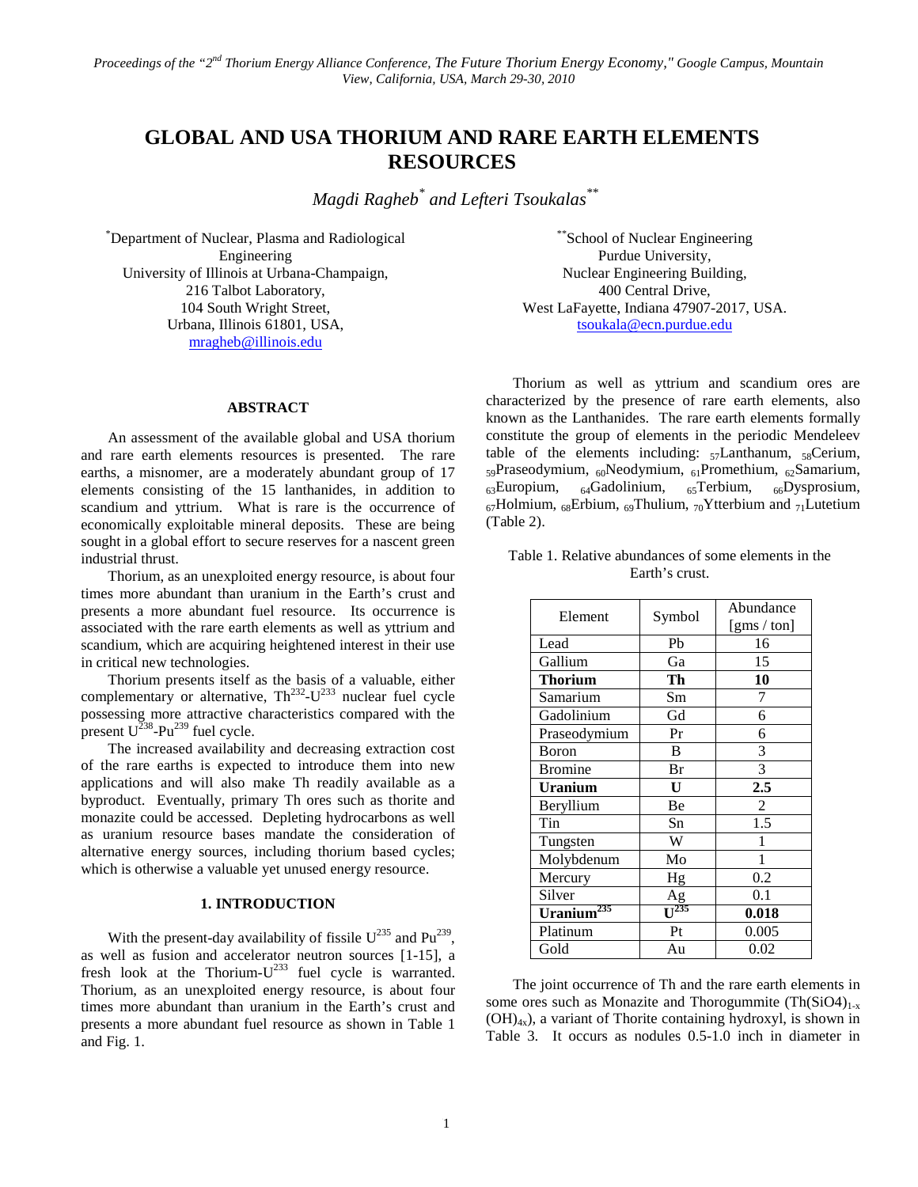*Proceedings of the "2nd Thorium Energy Alliance Conference, The Future Thorium Energy Economy," Google Campus, Mountain View, California, USA, March 29-30, 2010*

# GLOBAL AND USA THORIUM AND RARE EARTH ELEMENTS RESOURCES

*Magdi Ragheb[*] and Lefteri Tsoukalas[**]*

[*]Department of Nuclear, Plasma and Radiological Engineering
University of Illinois at Urbana-Champaign,
216 Talbot Laboratory,
104 South Wright Street,
Urbana, Illinois 61801, USA,
mragheb@illinois.edu

[**]School of Nuclear Engineering
Purdue University,
Nuclear Engineering Building,
400 Central Drive,
West LaFayette, Indiana 47907-2017, USA.
tsoukala@ecn.purdue.edu

## ABSTRACT

An assessment of the available global and USA thorium and rare earth elements resources is presented. The rare earths, a misnomer, are a moderately abundant group of 17 elements consisting of the 15 lanthanides, in addition to scandium and yttrium. What is rare is the occurrence of economically exploitable mineral deposits. These are being sought in a global effort to secure reserves for a nascent green industrial thrust.

Thorium, as an unexploited energy resource, is about four times more abundant than uranium in the Earth's crust and presents a more abundant fuel resource. Its occurrence is associated with the rare earth elements as well as yttrium and scandium, which are acquiring heightened interest in their use in critical new technologies.

Thorium presents itself as the basis of a valuable, either complementary or alternative, $Th^{232}$-$U^{233}$ nuclear fuel cycle possessing more attractive characteristics compared with the present $U^{238}$-$Pu^{239}$ fuel cycle.

The increased availability and decreasing extraction cost of the rare earths is expected to introduce them into new applications and will also make Th readily available as a byproduct. Eventually, primary Th ores such as thorite and monazite could be accessed. Depleting hydrocarbons as well as uranium resource bases mandate the consideration of alternative energy sources, including thorium based cycles; which is otherwise a valuable yet unused energy resource.

## 1. INTRODUCTION

With the present-day availability of fissile $U^{235}$ and $Pu^{239}$, as well as fusion and accelerator neutron sources [1-15], a fresh look at the Thorium-$U^{233}$ fuel cycle is warranted. Thorium, as an unexploited energy resource, is about four times more abundant than uranium in the Earth's crust and presents a more abundant fuel resource as shown in Table 1 and Fig. 1.

Thorium as well as yttrium and scandium ores are characterized by the presence of rare earth elements, also known as the Lanthanides. The rare earth elements formally constitute the group of elements in the periodic Mendeleev table of the elements including: $_{57}$Lanthanum, $_{58}$Cerium, $_{59}$Praseodymium, $_{60}$Neodymium, $_{61}$Promethium, $_{62}$Samarium, $_{63}$Europium, $_{64}$Gadolinium, $_{65}$Terbium, $_{66}$Dysprosium, $_{67}$Holmium, $_{68}$Erbium, $_{69}$Thulium, $_{70}$Ytterbium and $_{71}$Lutetium (Table 2).

Table 1. Relative abundances of some elements in the Earth's crust.

| Element | Symbol | Abundance [gms / ton] |
|---|---|---|
| Lead | Pb | 16 |
| Gallium | Ga | 15 |
| **Thorium** | **Th** | **10** |
| Samarium | Sm | 7 |
| Gadolinium | Gd | 6 |
| Praseodymium | Pr | 6 |
| Boron | B | 3 |
| Bromine | Br | 3 |
| **Uranium** | **U** | **2.5** |
| Beryllium | Be | 2 |
| Tin | Sn | 1.5 |
| Tungsten | W | 1 |
| Molybdenum | Mo | 1 |
| Mercury | Hg | 0.2 |
| Silver | Ag | 0.1 |
| **Uranium$^{235}$** | **$U^{235}$** | **0.018** |
| Platinum | Pt | 0.005 |
| Gold | Au | 0.02 |

The joint occurrence of Th and the rare earth elements in some ores such as Monazite and Thorogummite ($Th(SiO4)_{1-x}(OH)_{4x}$), a variant of Thorite containing hydroxyl, is shown in Table 3. It occurs as nodules 0.5-1.0 inch in diameter in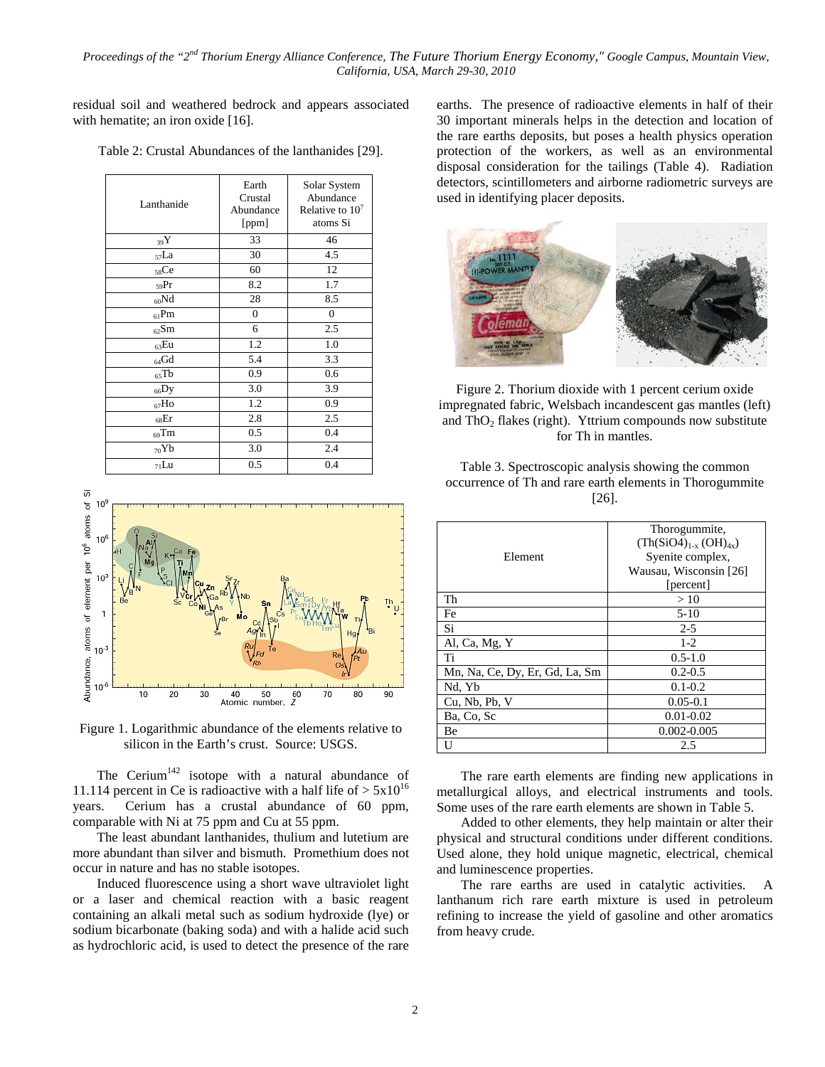residual soil and weathered bedrock and appears associated with hematite; an iron oxide [16].

Table 2: Crustal Abundances of the lanthanides [29].

| Lanthanide | Earth Crustal Abundance [ppm] | Solar System Abundance Relative to $10^7$ atoms Si |
|---|---|---|
| $_{39}$Y | 33 | 46 |
| $_{57}$La | 30 | 4.5 |
| $_{58}$Ce | 60 | 12 |
| $_{59}$Pr | 8.2 | 1.7 |
| $_{60}$Nd | 28 | 8.5 |
| $_{61}$Pm | 0 | 0 |
| $_{62}$Sm | 6 | 2.5 |
| $_{63}$Eu | 1.2 | 1.0 |
| $_{64}$Gd | 5.4 | 3.3 |
| $_{65}$Tb | 0.9 | 0.6 |
| $_{66}$Dy | 3.0 | 3.9 |
| $_{67}$Ho | 1.2 | 0.9 |
| $_{68}$Er | 2.8 | 2.5 |
| $_{69}$Tm | 0.5 | 0.4 |
| $_{70}$Yb | 3.0 | 2.4 |
| $_{71}$Lu | 0.5 | 0.4 |

Figure 1. Logarithmic abundance of the elements relative to silicon in the Earth's crust. Source: USGS.

The Cerium$^{142}$ isotope with a natural abundance of 11.114 percent in Ce is radioactive with a half life of $> 5\times10^{16}$ years. Cerium has a crustal abundance of 60 ppm, comparable with Ni at 75 ppm and Cu at 55 ppm.

The least abundant lanthanides, thulium and lutetium are more abundant than silver and bismuth. Promethium does not occur in nature and has no stable isotopes.

Induced fluorescence using a short wave ultraviolet light or a laser and chemical reaction with a basic reagent containing an alkali metal such as sodium hydroxide (lye) or sodium bicarbonate (baking soda) and with a halide acid such as hydrochloric acid, is used to detect the presence of the rare earths. The presence of radioactive elements in half of their 30 important minerals helps in the detection and location of the rare earths deposits, but poses a health physics operation protection of the workers, as well as an environmental disposal consideration for the tailings (Table 4). Radiation detectors, scintillometers and airborne radiometric surveys are used in identifying placer deposits.

Figure 2. Thorium dioxide with 1 percent cerium oxide impregnated fabric, Welsbach incandescent gas mantles (left) and $ThO_2$ flakes (right). Yttrium compounds now substitute for Th in mantles.

Table 3. Spectroscopic analysis showing the common occurrence of Th and rare earth elements in Thorogummite [26].

| Element | Thorogummite, $(Th(SiO4)_{1-x}(OH)_{4x})$ Syenite complex, Wausau, Wisconsin [26] [percent] |
|---|---|
| Th | > 10 |
| Fe | 5-10 |
| Si | 2-5 |
| Al, Ca, Mg, Y | 1-2 |
| Ti | 0.5-1.0 |
| Mn, Na, Ce, Dy, Er, Gd, La, Sm | 0.2-0.5 |
| Nd, Yb | 0.1-0.2 |
| Cu, Nb, Pb, V | 0.05-0.1 |
| Ba, Co, Sc | 0.01-0.02 |
| Be | 0.002-0.005 |
| U | 2.5 |

The rare earth elements are finding new applications in metallurgical alloys, and electrical instruments and tools. Some uses of the rare earth elements are shown in Table 5.

Added to other elements, they help maintain or alter their physical and structural conditions under different conditions. Used alone, they hold unique magnetic, electrical, chemical and luminescence properties.

The rare earths are used in catalytic activities. A lanthanum rich rare earth mixture is used in petroleum refining to increase the yield of gasoline and other aromatics from heavy crude.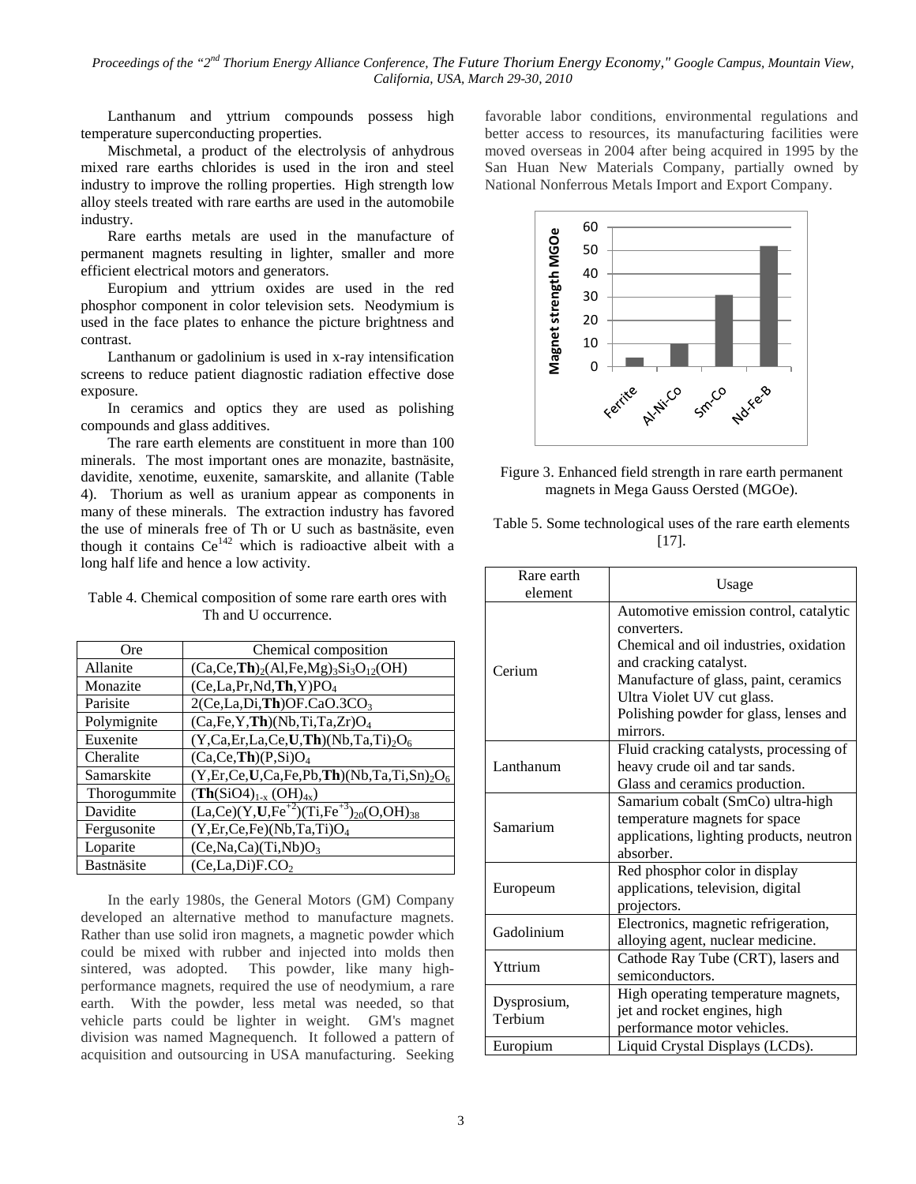Lanthanum and yttrium compounds possess high temperature superconducting properties.

Mischmetal, a product of the electrolysis of anhydrous mixed rare earths chlorides is used in the iron and steel industry to improve the rolling properties. High strength low alloy steels treated with rare earths are used in the automobile industry.

Rare earths metals are used in the manufacture of permanent magnets resulting in lighter, smaller and more efficient electrical motors and generators.

Europium and yttrium oxides are used in the red phosphor component in color television sets. Neodymium is used in the face plates to enhance the picture brightness and contrast.

Lanthanum or gadolinium is used in x-ray intensification screens to reduce patient diagnostic radiation effective dose exposure.

In ceramics and optics they are used as polishing compounds and glass additives.

The rare earth elements are constituent in more than 100 minerals. The most important ones are monazite, bastnäsite, davidite, xenotime, euxenite, samarskite, and allanite (Table 4). Thorium as well as uranium appear as components in many of these minerals. The extraction industry has favored the use of minerals free of Th or U such as bastnäsite, even though it contains $Ce^{142}$ which is radioactive albeit with a long half life and hence a low activity.

Table 4. Chemical composition of some rare earth ores with Th and U occurrence.

| Ore | Chemical composition |
|---|---|
| Allanite | $(Ca,Ce,\mathbf{Th})_2(Al,Fe,Mg)_3Si_3O_{12}(OH)$ |
| Monazite | $(Ce,La,Pr,Nd,\mathbf{Th},Y)PO_4$ |
| Parisite | $2(Ce,La,Di,\mathbf{Th})OF.CaO.3CO_3$ |
| Polymignite | $(Ca,Fe,Y,\mathbf{Th})(Nb,Ti,Ta,Zr)O_4$ |
| Euxenite | $(Y,Ca,Er,La,Ce,\mathbf{U},\mathbf{Th})(Nb,Ta,Ti)_2O_6$ |
| Cheralite | $(Ca,Ce,\mathbf{Th})(P,Si)O_4$ |
| Samarskite | $(Y,Er,Ce,\mathbf{U},Ca,Fe,Pb,\mathbf{Th})(Nb,Ta,Ti,Sn)_2O_6$ |
| Thorogummite | $(\mathbf{Th}(SiO4)_{1-x}(OH)_{4x})$ |
| Davidite | $(La,Ce)(Y,\mathbf{U},Fe^{+2})(Ti,Fe^{+3})_{20}(O,OH)_{38}$ |
| Fergusonite | $(Y,Er,Ce,Fe)(Nb,Ta,Ti)O_4$ |
| Loparite | $(Ce,Na,Ca)(Ti,Nb)O_3$ |
| Bastnäsite | $(Ce,La,Di)F.CO_2$ |

In the early 1980s, the General Motors (GM) Company developed an alternative method to manufacture magnets. Rather than use solid iron magnets, a magnetic powder which could be mixed with rubber and injected into molds then sintered, was adopted. This powder, like many high-performance magnets, required the use of neodymium, a rare earth. With the powder, less metal was needed, so that vehicle parts could be lighter in weight. GM's magnet division was named Magnequench. It followed a pattern of acquisition and outsourcing in USA manufacturing. Seeking favorable labor conditions, environmental regulations and better access to resources, its manufacturing facilities were moved overseas in 2004 after being acquired in 1995 by the San Huan New Materials Company, partially owned by National Nonferrous Metals Import and Export Company.

Figure 3. Enhanced field strength in rare earth permanent magnets in Mega Gauss Oersted (MGOe).

Table 5. Some technological uses of the rare earth elements [17].

| Rare earth element | Usage |
|---|---|
| Cerium | Automotive emission control, catalytic converters.<br>Chemical and oil industries, oxidation and cracking catalyst.<br>Manufacture of glass, paint, ceramics<br>Ultra Violet UV cut glass.<br>Polishing powder for glass, lenses and mirrors. |
| Lanthanum | Fluid cracking catalysts, processing of heavy crude oil and tar sands.<br>Glass and ceramics production. |
| Samarium | Samarium cobalt (SmCo) ultra-high temperature magnets for space applications, lighting products, neutron absorber. |
| Europeum | Red phosphor color in display applications, television, digital projectors. |
| Gadolinium | Electronics, magnetic refrigeration, alloying agent, nuclear medicine. |
| Yttrium | Cathode Ray Tube (CRT), lasers and semiconductors. |
| Dysprosium, Terbium | High operating temperature magnets, jet and rocket engines, high performance motor vehicles. |
| Europium | Liquid Crystal Displays (LCDs). |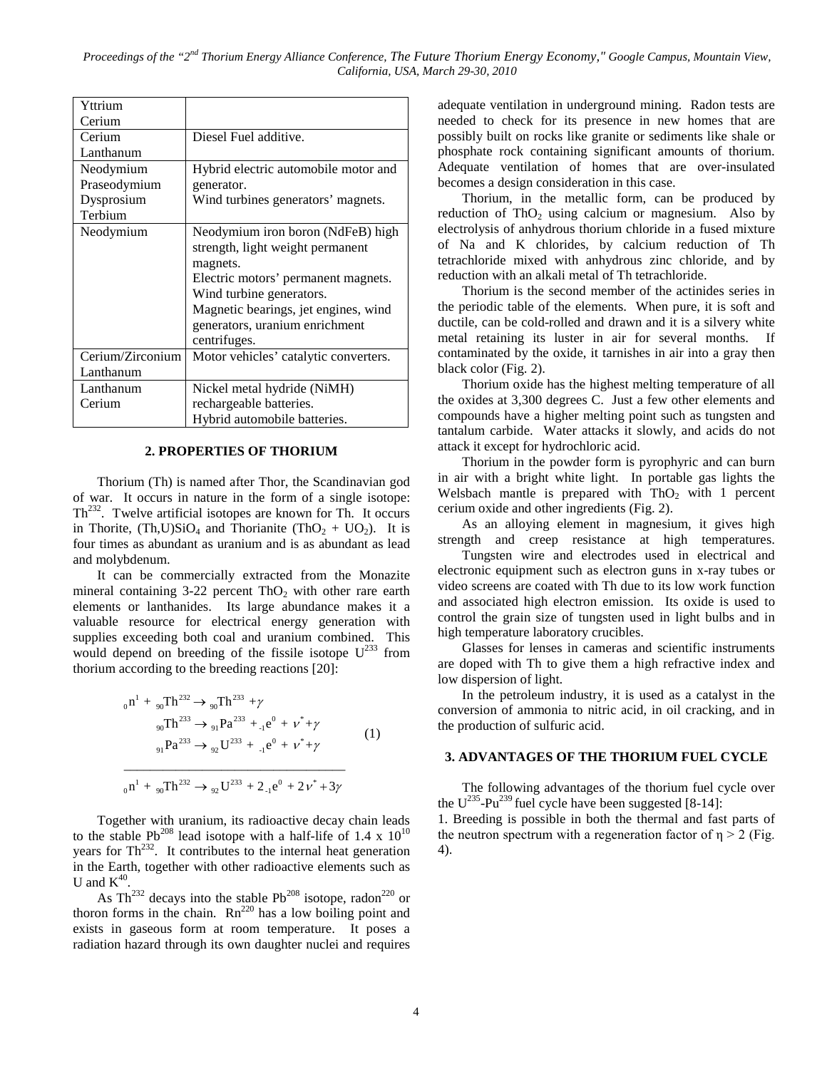| | |
|---|---|
| Yttrium<br>Cerium | |
| Cerium<br>Lanthanum | Diesel Fuel additive. |
| Neodymium<br>Praseodymium<br>Dysprosium<br>Terbium | Hybrid electric automobile motor and generator.<br>Wind turbines generators' magnets. |
| Neodymium | Neodymium iron boron (NdFeB) high strength, light weight permanent magnets.<br>Electric motors' permanent magnets.<br>Wind turbine generators.<br>Magnetic bearings, jet engines, wind generators, uranium enrichment centrifuges. |
| Cerium/Zirconium<br>Lanthanum | Motor vehicles' catalytic converters. |
| Lanthanum<br>Cerium | Nickel metal hydride (NiMH) rechargeable batteries.<br>Hybrid automobile batteries. |

## 2. PROPERTIES OF THORIUM

Thorium (Th) is named after Thor, the Scandinavian god of war. It occurs in nature in the form of a single isotope: $Th^{232}$. Twelve artificial isotopes are known for Th. It occurs in Thorite, $(Th,U)SiO_4$ and Thorianite ($ThO_2 + UO_2$). It is four times as abundant as uranium and is as abundant as lead and molybdenum.

It can be commercially extracted from the Monazite mineral containing 3-22 percent $ThO_2$ with other rare earth elements or lanthanides. Its large abundance makes it a valuable resource for electrical energy generation with supplies exceeding both coal and uranium combined. This would depend on breeding of the fissile isotope $U^{233}$ from thorium according to the breeding reactions [20]:

$$
\begin{aligned}
{}_0n^1 + {}_{90}Th^{232} &\rightarrow {}_{90}Th^{233} + \gamma \\
{}_{90}Th^{233} &\rightarrow {}_{91}Pa^{233} + {}_{-1}e^0 + \nu^* + \gamma \\
{}_{91}Pa^{233} &\rightarrow {}_{92}U^{233} + {}_{-1}e^0 + \nu^* + \gamma \\
\hline
{}_0n^1 + {}_{90}Th^{232} &\rightarrow {}_{92}U^{233} + 2\,{}_{-1}e^0 + 2\nu^* + 3\gamma
\end{aligned} \tag{1}
$$

Together with uranium, its radioactive decay chain leads to the stable $Pb^{208}$ lead isotope with a half-life of $1.4 \times 10^{10}$ years for $Th^{232}$. It contributes to the internal heat generation in the Earth, together with other radioactive elements such as U and $K^{40}$.

As $Th^{232}$ decays into the stable $Pb^{208}$ isotope, $radon^{220}$ or thoron forms in the chain. $Rn^{220}$ has a low boiling point and exists in gaseous form at room temperature. It poses a radiation hazard through its own daughter nuclei and requires adequate ventilation in underground mining. Radon tests are needed to check for its presence in new homes that are possibly built on rocks like granite or sediments like shale or phosphate rock containing significant amounts of thorium. Adequate ventilation of homes that are over-insulated becomes a design consideration in this case.

Thorium, in the metallic form, can be produced by reduction of $ThO_2$ using calcium or magnesium. Also by electrolysis of anhydrous thorium chloride in a fused mixture of Na and K chlorides, by calcium reduction of Th tetrachloride mixed with anhydrous zinc chloride, and by reduction with an alkali metal of Th tetrachloride.

Thorium is the second member of the actinides series in the periodic table of the elements. When pure, it is soft and ductile, can be cold-rolled and drawn and it is a silvery white metal retaining its luster in air for several months. If contaminated by the oxide, it tarnishes in air into a gray then black color (Fig. 2).

Thorium oxide has the highest melting temperature of all the oxides at 3,300 degrees C. Just a few other elements and compounds have a higher melting point such as tungsten and tantalum carbide. Water attacks it slowly, and acids do not attack it except for hydrochloric acid.

Thorium in the powder form is pyrophyric and can burn in air with a bright white light. In portable gas lights the Welsbach mantle is prepared with $ThO_2$ with 1 percent cerium oxide and other ingredients (Fig. 2).

As an alloying element in magnesium, it gives high strength and creep resistance at high temperatures.

Tungsten wire and electrodes used in electrical and electronic equipment such as electron guns in x-ray tubes or video screens are coated with Th due to its low work function and associated high electron emission. Its oxide is used to control the grain size of tungsten used in light bulbs and in high temperature laboratory crucibles.

Glasses for lenses in cameras and scientific instruments are doped with Th to give them a high refractive index and low dispersion of light.

In the petroleum industry, it is used as a catalyst in the conversion of ammonia to nitric acid, in oil cracking, and in the production of sulfuric acid.

## 3. ADVANTAGES OF THE THORIUM FUEL CYCLE

The following advantages of the thorium fuel cycle over the $U^{235}$-$Pu^{239}$ fuel cycle have been suggested [8-14]:

1. Breeding is possible in both the thermal and fast parts of the neutron spectrum with a regeneration factor of $\eta > 2$ (Fig. 4).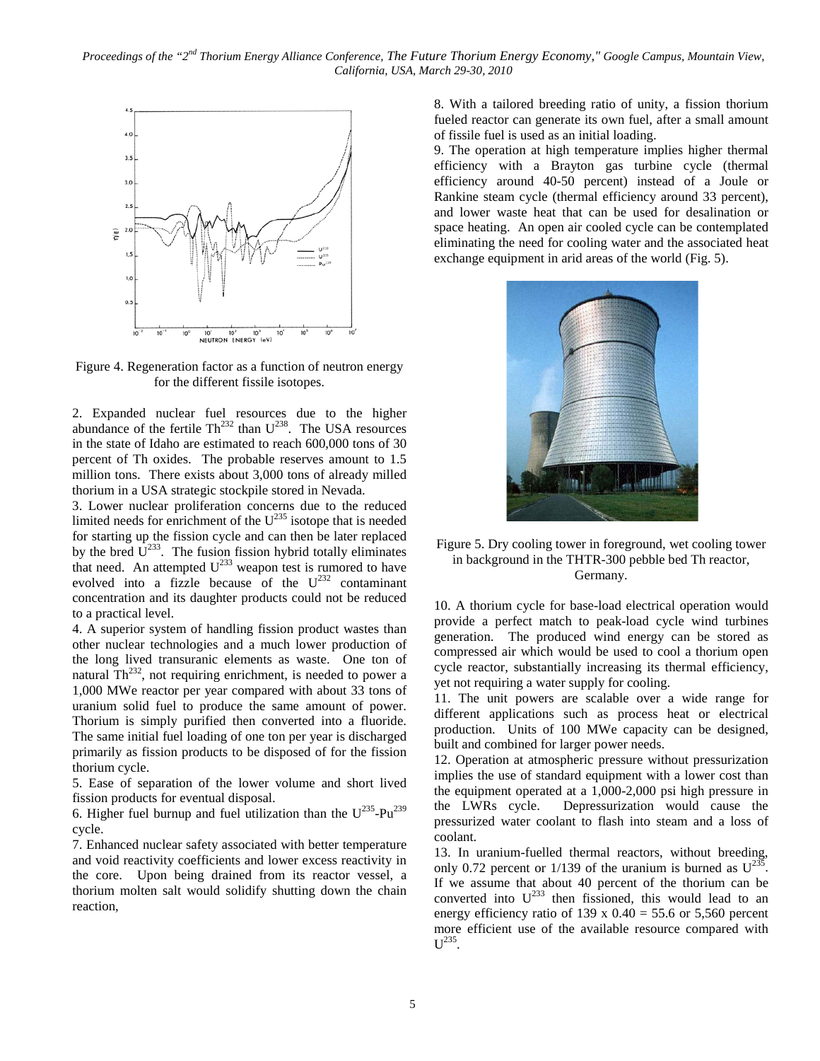Figure 4. Regeneration factor as a function of neutron energy for the different fissile isotopes.

2. Expanded nuclear fuel resources due to the higher abundance of the fertile $Th^{232}$ than $U^{238}$. The USA resources in the state of Idaho are estimated to reach 600,000 tons of 30 percent of Th oxides. The probable reserves amount to 1.5 million tons. There exists about 3,000 tons of already milled thorium in a USA strategic stockpile stored in Nevada.

3. Lower nuclear proliferation concerns due to the reduced limited needs for enrichment of the $U^{235}$ isotope that is needed for starting up the fission cycle and can then be later replaced by the bred $U^{233}$. The fusion fission hybrid totally eliminates that need. An attempted $U^{233}$ weapon test is rumored to have evolved into a fizzle because of the $U^{232}$ contaminant concentration and its daughter products could not be reduced to a practical level.

4. A superior system of handling fission product wastes than other nuclear technologies and a much lower production of the long lived transuranic elements as waste. One ton of natural $Th^{232}$, not requiring enrichment, is needed to power a 1,000 MWe reactor per year compared with about 33 tons of uranium solid fuel to produce the same amount of power. Thorium is simply purified then converted into a fluoride. The same initial fuel loading of one ton per year is discharged primarily as fission products to be disposed of for the fission thorium cycle.

5. Ease of separation of the lower volume and short lived fission products for eventual disposal.

6. Higher fuel burnup and fuel utilization than the $U^{235}$-$Pu^{239}$ cycle.

7. Enhanced nuclear safety associated with better temperature and void reactivity coefficients and lower excess reactivity in the core. Upon being drained from its reactor vessel, a thorium molten salt would solidify shutting down the chain reaction,

8. With a tailored breeding ratio of unity, a fission thorium fueled reactor can generate its own fuel, after a small amount of fissile fuel is used as an initial loading.

9. The operation at high temperature implies higher thermal efficiency with a Brayton gas turbine cycle (thermal efficiency around 40-50 percent) instead of a Joule or Rankine steam cycle (thermal efficiency around 33 percent), and lower waste heat that can be used for desalination or space heating. An open air cooled cycle can be contemplated eliminating the need for cooling water and the associated heat exchange equipment in arid areas of the world (Fig. 5).

Figure 5. Dry cooling tower in foreground, wet cooling tower in background in the THTR-300 pebble bed Th reactor, Germany.

10. A thorium cycle for base-load electrical operation would provide a perfect match to peak-load cycle wind turbines generation. The produced wind energy can be stored as compressed air which would be used to cool a thorium open cycle reactor, substantially increasing its thermal efficiency, yet not requiring a water supply for cooling.

11. The unit powers are scalable over a wide range for different applications such as process heat or electrical production. Units of 100 MWe capacity can be designed, built and combined for larger power needs.

12. Operation at atmospheric pressure without pressurization implies the use of standard equipment with a lower cost than the equipment operated at a 1,000-2,000 psi high pressure in the LWRs cycle. Depressurization would cause the pressurized water coolant to flash into steam and a loss of coolant.

13. In uranium-fuelled thermal reactors, without breeding, only 0.72 percent or 1/139 of the uranium is burned as $U^{235}$. If we assume that about 40 percent of the thorium can be converted into $U^{233}$ then fissioned, this would lead to an energy efficiency ratio of $139 \times 0.40 = 55.6$ or 5,560 percent more efficient use of the available resource compared with $U^{235}$.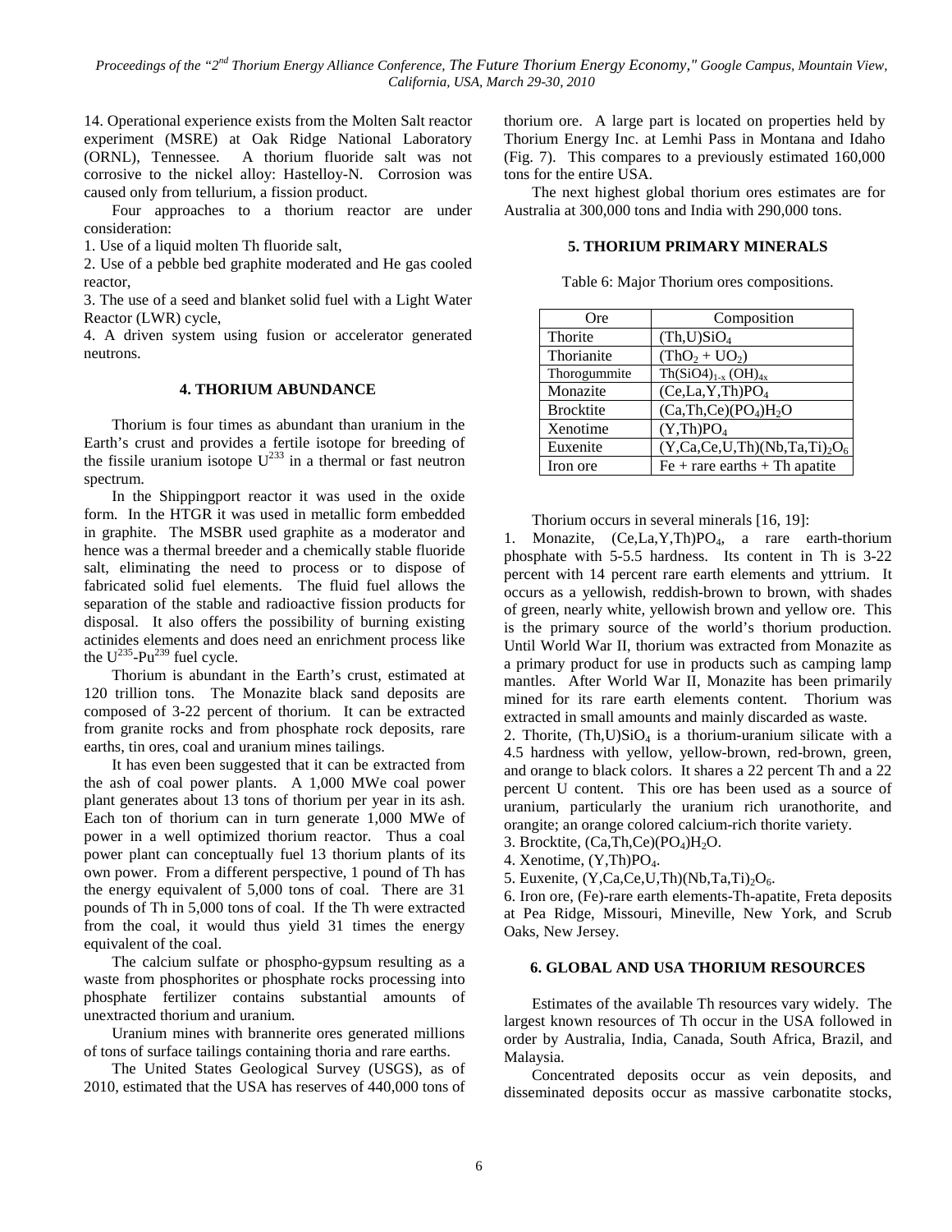14. Operational experience exists from the Molten Salt reactor experiment (MSRE) at Oak Ridge National Laboratory (ORNL), Tennessee. A thorium fluoride salt was not corrosive to the nickel alloy: Hastelloy-N. Corrosion was caused only from tellurium, a fission product.

Four approaches to a thorium reactor are under consideration:

1. Use of a liquid molten Th fluoride salt,
2. Use of a pebble bed graphite moderated and He gas cooled reactor,
3. The use of a seed and blanket solid fuel with a Light Water Reactor (LWR) cycle,
4. A driven system using fusion or accelerator generated neutrons.

## 4. THORIUM ABUNDANCE

Thorium is four times as abundant than uranium in the Earth's crust and provides a fertile isotope for breeding of the fissile uranium isotope $U^{233}$ in a thermal or fast neutron spectrum.

In the Shippingport reactor it was used in the oxide form. In the HTGR it was used in metallic form embedded in graphite. The MSBR used graphite as a moderator and hence was a thermal breeder and a chemically stable fluoride salt, eliminating the need to process or to dispose of fabricated solid fuel elements. The fluid fuel allows the separation of the stable and radioactive fission products for disposal. It also offers the possibility of burning existing actinides elements and does need an enrichment process like the $U^{235}$-$Pu^{239}$ fuel cycle.

Thorium is abundant in the Earth's crust, estimated at 120 trillion tons. The Monazite black sand deposits are composed of 3-22 percent of thorium. It can be extracted from granite rocks and from phosphate rock deposits, rare earths, tin ores, coal and uranium mines tailings.

It has even been suggested that it can be extracted from the ash of coal power plants. A 1,000 MWe coal power plant generates about 13 tons of thorium per year in its ash. Each ton of thorium can in turn generate 1,000 MWe of power in a well optimized thorium reactor. Thus a coal power plant can conceptually fuel 13 thorium plants of its own power. From a different perspective, 1 pound of Th has the energy equivalent of 5,000 tons of coal. There are 31 pounds of Th in 5,000 tons of coal. If the Th were extracted from the coal, it would thus yield 31 times the energy equivalent of the coal.

The calcium sulfate or phospho-gypsum resulting as a waste from phosphorites or phosphate rocks processing into phosphate fertilizer contains substantial amounts of unextracted thorium and uranium.

Uranium mines with brannerite ores generated millions of tons of surface tailings containing thoria and rare earths.

The United States Geological Survey (USGS), as of 2010, estimated that the USA has reserves of 440,000 tons of thorium ore. A large part is located on properties held by Thorium Energy Inc. at Lemhi Pass in Montana and Idaho (Fig. 7). This compares to a previously estimated 160,000 tons for the entire USA.

The next highest global thorium ores estimates are for Australia at 300,000 tons and India with 290,000 tons.

## 5. THORIUM PRIMARY MINERALS

Table 6: Major Thorium ores compositions.

| Ore | Composition |
|---|---|
| Thorite | $(Th,U)SiO_4$ |
| Thorianite | $(ThO_2 + UO_2)$ |
| Thorogummite | $Th(SiO4)_{1-x}(OH)_{4x}$ |
| Monazite | $(Ce,La,Y,Th)PO_4$ |
| Brocktite | $(Ca,Th,Ce)(PO_4)H_2O$ |
| Xenotime | $(Y,Th)PO_4$ |
| Euxenite | $(Y,Ca,Ce,U,Th)(Nb,Ta,Ti)_2O_6$ |
| Iron ore | Fe + rare earths + Th apatite |

Thorium occurs in several minerals [16, 19]:

1. Monazite, $(Ce,La,Y,Th)PO_4$, a rare earth-thorium phosphate with 5-5.5 hardness. Its content in Th is 3-22 percent with 14 percent rare earth elements and yttrium. It occurs as a yellowish, reddish-brown to brown, with shades of green, nearly white, yellowish brown and yellow ore. This is the primary source of the world's thorium production. Until World War II, thorium was extracted from Monazite as a primary product for use in products such as camping lamp mantles. After World War II, Monazite has been primarily mined for its rare earth elements content. Thorium was extracted in small amounts and mainly discarded as waste.
2. Thorite, $(Th,U)SiO_4$ is a thorium-uranium silicate with a 4.5 hardness with yellow, yellow-brown, red-brown, green, and orange to black colors. It shares a 22 percent Th and a 22 percent U content. This ore has been used as a source of uranium, particularly the uranium rich uranothorite, and orangite; an orange colored calcium-rich thorite variety.
3. Brocktite, $(Ca,Th,Ce)(PO_4)H_2O$.
4. Xenotime, $(Y,Th)PO_4$.
5. Euxenite, $(Y,Ca,Ce,U,Th)(Nb,Ta,Ti)_2O_6$.
6. Iron ore, (Fe)-rare earth elements-Th-apatite, Freta deposits at Pea Ridge, Missouri, Mineville, New York, and Scrub Oaks, New Jersey.

## 6. GLOBAL AND USA THORIUM RESOURCES

Estimates of the available Th resources vary widely. The largest known resources of Th occur in the USA followed in order by Australia, India, Canada, South Africa, Brazil, and Malaysia.

Concentrated deposits occur as vein deposits, and disseminated deposits occur as massive carbonatite stocks,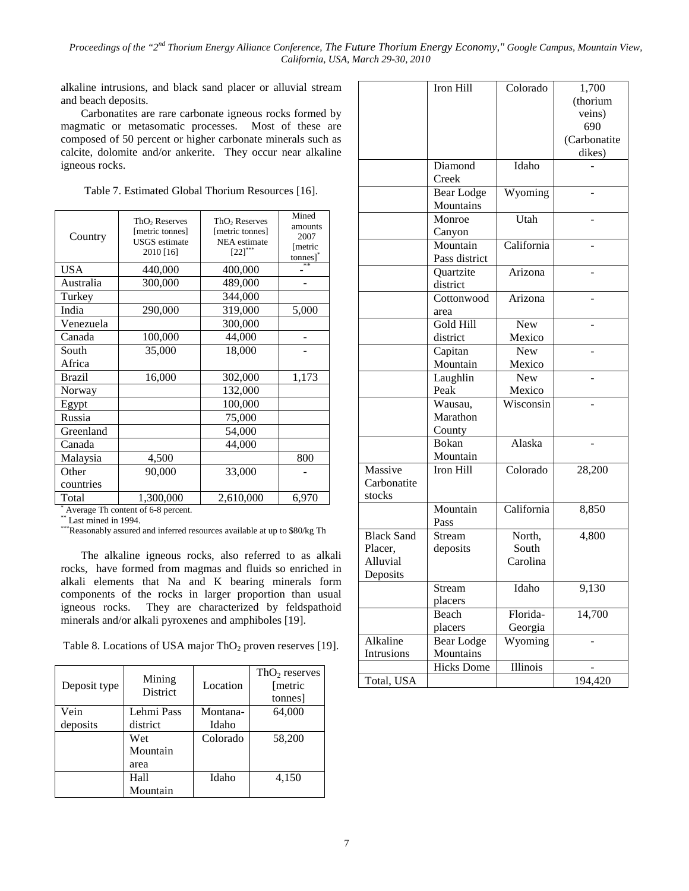alkaline intrusions, and black sand placer or alluvial stream and beach deposits.

Carbonatites are rare carbonate igneous rocks formed by magmatic or metasomatic processes. Most of these are composed of 50 percent or higher carbonate minerals such as calcite, dolomite and/or ankerite. They occur near alkaline igneous rocks.

Table 7. Estimated Global Thorium Resources [16].

| Country | $ThO_2$ Reserves [metric tonnes] USGS estimate 2010 [16] | $ThO_2$ Reserves [metric tonnes] NEA estimate [22]*** | Mined amounts 2007 [metric tonnes]* |
|---|---|---|---|
| USA | 440,000 | 400,000 | -** |
| Australia | 300,000 | 489,000 | - |
| Turkey | | 344,000 | |
| India | 290,000 | 319,000 | 5,000 |
| Venezuela | | 300,000 | |
| Canada | 100,000 | 44,000 | - |
| South Africa | 35,000 | 18,000 | - |
| Brazil | 16,000 | 302,000 | 1,173 |
| Norway | | 132,000 | |
| Egypt | | 100,000 | |
| Russia | | 75,000 | |
| Greenland | | 54,000 | |
| Canada | | 44,000 | |
| Malaysia | 4,500 | | 800 |
| Other countries | 90,000 | 33,000 | - |
| Total | 1,300,000 | 2,610,000 | 6,970 |

\* Average Th content of 6-8 percent.
\*\* Last mined in 1994.
\*\*\*Reasonably assured and inferred resources available at up to $80/kg Th

The alkaline igneous rocks, also referred to as alkali rocks, have formed from magmas and fluids so enriched in alkali elements that Na and K bearing minerals form components of the rocks in larger proportion than usual igneous rocks. They are characterized by feldspathoid minerals and/or alkali pyroxenes and amphiboles [19].

Table 8. Locations of USA major $ThO_2$ proven reserves [19].

| Deposit type | Mining District | Location | $ThO_2$ reserves [metric tonnes] |
|---|---|---|---|
| Vein deposits | Lehmi Pass district | Montana-Idaho | 64,000 |
| | Wet Mountain area | Colorado | 58,200 |
| | Hall Mountain | Idaho | 4,150 |
| | Iron Hill | Colorado | 1,700 (thorium veins) 690 (Carbonatite dikes) |
| | Diamond Creek | Idaho | - |
| | Bear Lodge Mountains | Wyoming | - |
| | Monroe Canyon | Utah | - |
| | Mountain Pass district | California | - |
| | Quartzite district | Arizona | - |
| | Cottonwood area | Arizona | - |
| | Gold Hill district | New Mexico | - |
| | Capitan Mountain | New Mexico | - |
| | Laughlin Peak | New Mexico | - |
| | Wausau, Marathon County | Wisconsin | - |
| | Bokan Mountain | Alaska | - |
| Massive Carbonatite stocks | Iron Hill | Colorado | 28,200 |
| | Mountain Pass | California | 8,850 |
| Black Sand Placer, Alluvial Deposits | Stream deposits | North, South Carolina | 4,800 |
| | Stream placers | Idaho | 9,130 |
| | Beach placers | Florida-Georgia | 14,700 |
| Alkaline Intrusions | Bear Lodge Mountains | Wyoming | - |
| | Hicks Dome | Illinois | - |
| Total, USA | | | 194,420 |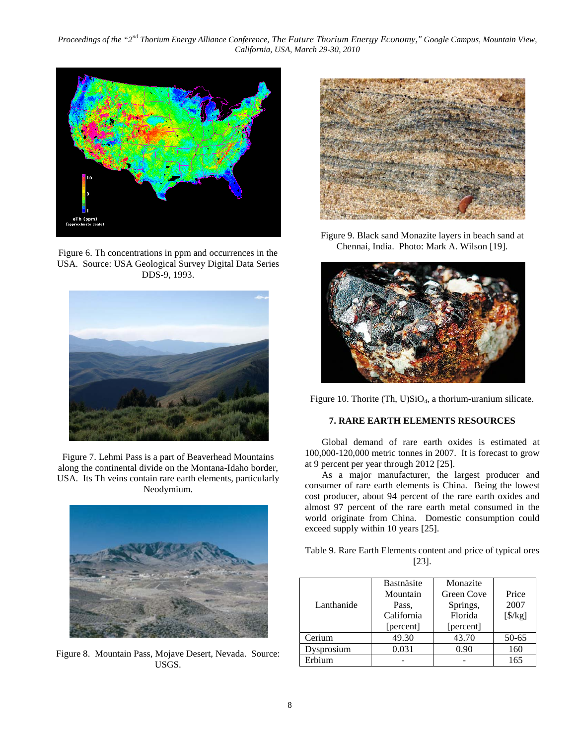Figure 6. Th concentrations in ppm and occurrences in the USA. Source: USA Geological Survey Digital Data Series DDS-9, 1993.

Figure 7. Lehmi Pass is a part of Beaverhead Mountains along the continental divide on the Montana-Idaho border, USA. Its Th veins contain rare earth elements, particularly Neodymium.

Figure 8. Mountain Pass, Mojave Desert, Nevada. Source: USGS.

Figure 9. Black sand Monazite layers in beach sand at Chennai, India. Photo: Mark A. Wilson [19].

Figure 10. Thorite (Th, U)$SiO_4$, a thorium-uranium silicate.

### 7. RARE EARTH ELEMENTS RESOURCES

Global demand of rare earth oxides is estimated at 100,000-120,000 metric tonnes in 2007. It is forecast to grow at 9 percent per year through 2012 [25].

As a major manufacturer, the largest producer and consumer of rare earth elements is China. Being the lowest cost producer, about 94 percent of the rare earth oxides and almost 97 percent of the rare earth metal consumed in the world originate from China. Domestic consumption could exceed supply within 10 years [25].

Table 9. Rare Earth Elements content and price of typical ores [23].

| Lanthanide | Bastnäsite Mountain Pass, California [percent] | Monazite Green Cove Springs, Florida [percent] | Price 2007 [$/kg] |
|---|---|---|---|
| Cerium | 49.30 | 43.70 | 50-65 |
| Dysprosium | 0.031 | 0.90 | 160 |
| Erbium | - | - | 165 |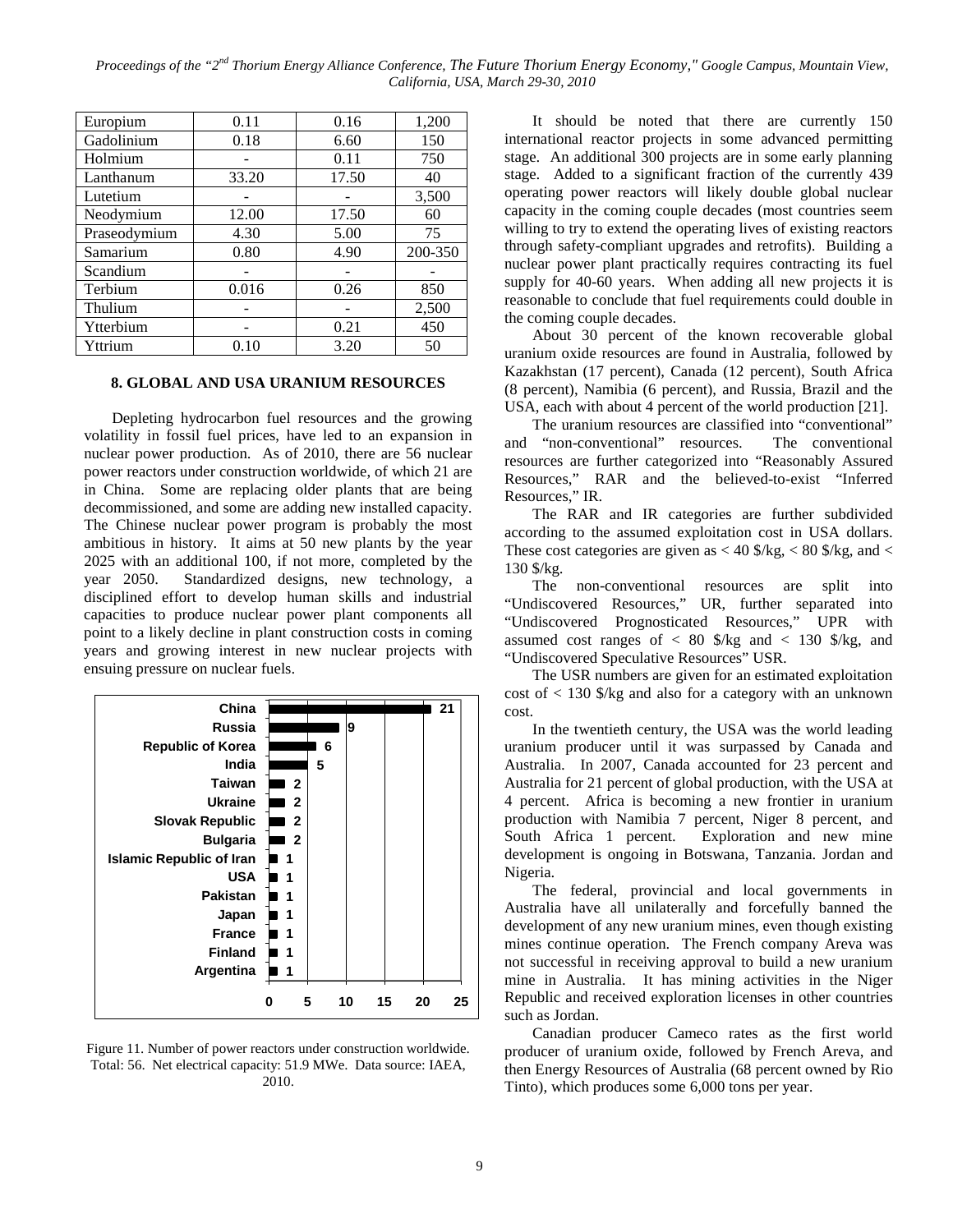| Europium | 0.11 | 0.16 | 1,200 |
|---|---|---|---|
| Gadolinium | 0.18 | 6.60 | 150 |
| Holmium | - | 0.11 | 750 |
| Lanthanum | 33.20 | 17.50 | 40 |
| Lutetium | - | - | 3,500 |
| Neodymium | 12.00 | 17.50 | 60 |
| Praseodymium | 4.30 | 5.00 | 75 |
| Samarium | 0.80 | 4.90 | 200-350 |
| Scandium | - | - | - |
| Terbium | 0.016 | 0.26 | 850 |
| Thulium | - | - | 2,500 |
| Ytterbium | - | 0.21 | 450 |
| Yttrium | 0.10 | 3.20 | 50 |

## 8. GLOBAL AND USA URANIUM RESOURCES

Depleting hydrocarbon fuel resources and the growing volatility in fossil fuel prices, have led to an expansion in nuclear power production. As of 2010, there are 56 nuclear power reactors under construction worldwide, of which 21 are in China. Some are replacing older plants that are being decommissioned, and some are adding new installed capacity. The Chinese nuclear power program is probably the most ambitious in history. It aims at 50 new plants by the year 2025 with an additional 100, if not more, completed by the year 2050. Standardized designs, new technology, a disciplined effort to develop human skills and industrial capacities to produce nuclear power plant components all point to a likely decline in plant construction costs in coming years and growing interest in new nuclear projects with ensuing pressure on nuclear fuels.

| Country | Reactors under construction |
|---|---|
| China | 21 |
| Russia | 9 |
| Republic of Korea | 6 |
| India | 5 |
| Taiwan | 2 |
| Ukraine | 2 |
| Slovak Republic | 2 |
| Bulgaria | 2 |
| Islamic Republic of Iran | 1 |
| USA | 1 |
| Pakistan | 1 |
| Japan | 1 |
| France | 1 |
| Finland | 1 |
| Argentina | 1 |

Figure 11. Number of power reactors under construction worldwide. Total: 56. Net electrical capacity: 51.9 MWe. Data source: IAEA, 2010.

It should be noted that there are currently 150 international reactor projects in some advanced permitting stage. An additional 300 projects are in some early planning stage. Added to a significant fraction of the currently 439 operating power reactors will likely double global nuclear capacity in the coming couple decades (most countries seem willing to try to extend the operating lives of existing reactors through safety-compliant upgrades and retrofits). Building a nuclear power plant practically requires contracting its fuel supply for 40-60 years. When adding all new projects it is reasonable to conclude that fuel requirements could double in the coming couple decades.

About 30 percent of the known recoverable global uranium oxide resources are found in Australia, followed by Kazakhstan (17 percent), Canada (12 percent), South Africa (8 percent), Namibia (6 percent), and Russia, Brazil and the USA, each with about 4 percent of the world production [21].

The uranium resources are classified into "conventional" and "non-conventional" resources. The conventional resources are further categorized into "Reasonably Assured Resources," RAR and the believed-to-exist "Inferred Resources," IR.

The RAR and IR categories are further subdivided according to the assumed exploitation cost in USA dollars. These cost categories are given as < 40 \$/kg, < 80 \$/kg, and < 130 \$/kg.

The non-conventional resources are split into "Undiscovered Resources," UR, further separated into "Undiscovered Prognosticated Resources," UPR with assumed cost ranges of < 80 \$/kg and < 130 \$/kg, and "Undiscovered Speculative Resources" USR.

The USR numbers are given for an estimated exploitation cost of < 130 \$/kg and also for a category with an unknown cost.

In the twentieth century, the USA was the world leading uranium producer until it was surpassed by Canada and Australia. In 2007, Canada accounted for 23 percent and Australia for 21 percent of global production, with the USA at 4 percent. Africa is becoming a new frontier in uranium production with Namibia 7 percent, Niger 8 percent, and South Africa 1 percent. Exploration and new mine development is ongoing in Botswana, Tanzania. Jordan and Nigeria.

The federal, provincial and local governments in Australia have all unilaterally and forcefully banned the development of any new uranium mines, even though existing mines continue operation. The French company Areva was not successful in receiving approval to build a new uranium mine in Australia. It has mining activities in the Niger Republic and received exploration licenses in other countries such as Jordan.

Canadian producer Cameco rates as the first world producer of uranium oxide, followed by French Areva, and then Energy Resources of Australia (68 percent owned by Rio Tinto), which produces some 6,000 tons per year.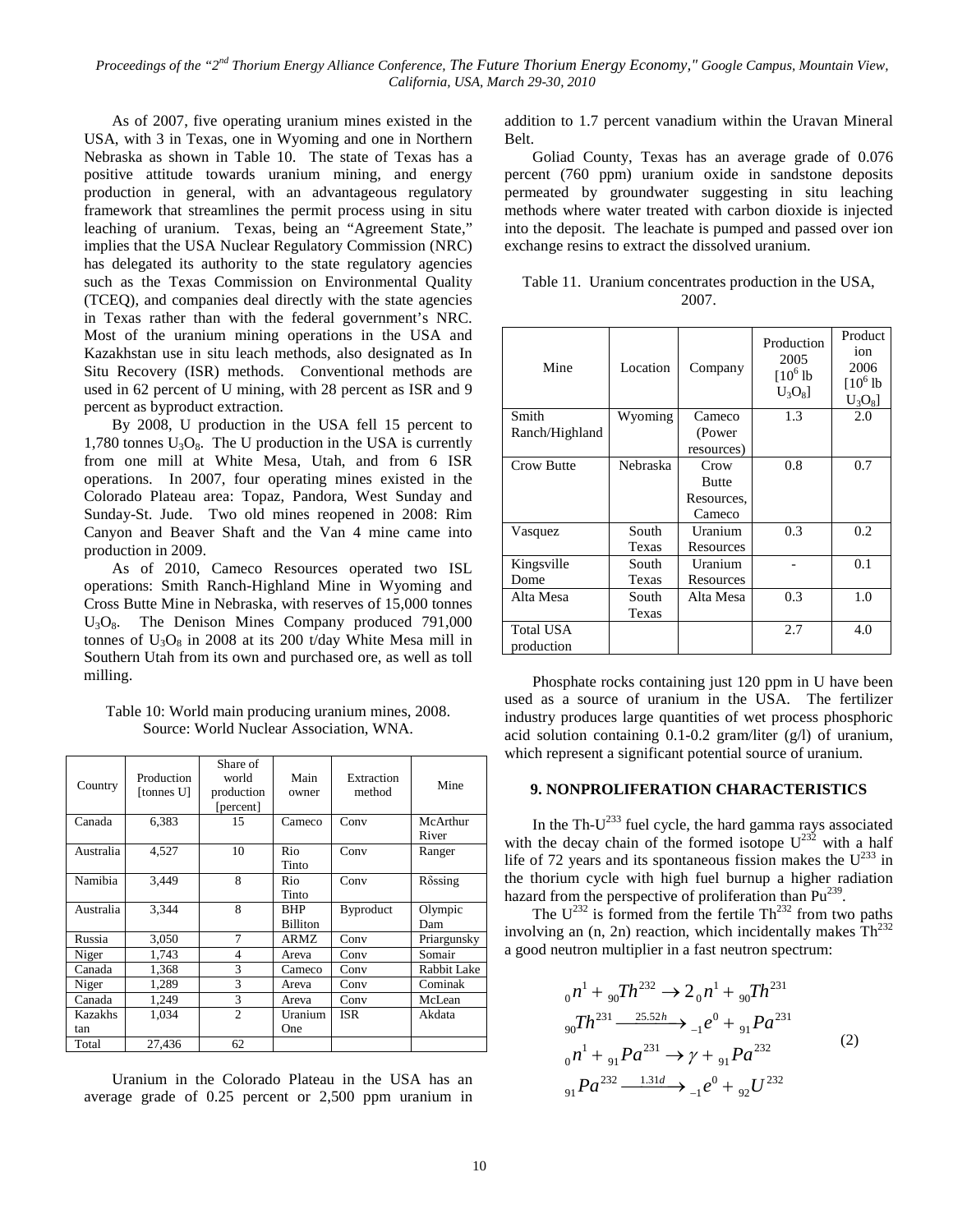As of 2007, five operating uranium mines existed in the USA, with 3 in Texas, one in Wyoming and one in Northern Nebraska as shown in Table 10. The state of Texas has a positive attitude towards uranium mining, and energy production in general, with an advantageous regulatory framework that streamlines the permit process using in situ leaching of uranium. Texas, being an "Agreement State," implies that the USA Nuclear Regulatory Commission (NRC) has delegated its authority to the state regulatory agencies such as the Texas Commission on Environmental Quality (TCEQ), and companies deal directly with the state agencies in Texas rather than with the federal government's NRC. Most of the uranium mining operations in the USA and Kazakhstan use in situ leach methods, also designated as In Situ Recovery (ISR) methods. Conventional methods are used in 62 percent of U mining, with 28 percent as ISR and 9 percent as byproduct extraction.

By 2008, U production in the USA fell 15 percent to 1,780 tonnes $U_3O_8$. The U production in the USA is currently from one mill at White Mesa, Utah, and from 6 ISR operations. In 2007, four operating mines existed in the Colorado Plateau area: Topaz, Pandora, West Sunday and Sunday-St. Jude. Two old mines reopened in 2008: Rim Canyon and Beaver Shaft and the Van 4 mine came into production in 2009.

As of 2010, Cameco Resources operated two ISL operations: Smith Ranch-Highland Mine in Wyoming and Crown Butte Mine in Nebraska, with reserves of 15,000 tonnes $U_3O_8$. The Denison Mines Company produced 791,000 tonnes of $U_3O_8$ in 2008 at its 200 t/day White Mesa mill in Southern Utah from its own and purchased ore, as well as toll milling.

Table 10: World main producing uranium mines, 2008. Source: World Nuclear Association, WNA.

| Country | Production [tonnes U] | Share of world production [percent] | Main owner | Extraction method | Mine |
|---|---|---|---|---|---|
| Canada | 6,383 | 15 | Cameco | Conv | McArthur River |
| Australia | 4,527 | 10 | Rio Tinto | Conv | Ranger |
| Namibia | 3,449 | 8 | Rio Tinto | Conv | Rössing |
| Australia | 3,344 | 8 | BHP Billiton | Byproduct | Olympic Dam |
| Russia | 3,050 | 7 | ARMZ | Conv | Priargunsky |
| Niger | 1,743 | 4 | Areva | Conv | Somair |
| Canada | 1,368 | 3 | Cameco | Conv | Rabbit Lake |
| Niger | 1,289 | 3 | Areva | Conv | Cominak |
| Canada | 1,249 | 3 | Areva | Conv | McLean |
| Kazakhstan | 1,034 | 2 | Uranium One | ISR | Akdata |
| Total | 27,436 | 62 | | | |

Uranium in the Colorado Plateau in the USA has an average grade of 0.25 percent or 2,500 ppm uranium in addition to 1.7 percent vanadium within the Uravan Mineral Belt.

Goliad County, Texas has an average grade of 0.076 percent (760 ppm) uranium oxide in sandstone deposits permeated by groundwater suggesting in situ leaching methods where water treated with carbon dioxide is injected into the deposit. The leachate is pumped and passed over ion exchange resins to extract the dissolved uranium.

Table 11. Uranium concentrates production in the USA, 2007.

| Mine | Location | Company | Production 2005 [$10^6$ lb $U_3O_8$] | Production 2006 [$10^6$ lb $U_3O_8$] |
|---|---|---|---|---|
| Smith Ranch/Highland | Wyoming | Cameco (Power resources) | 1.3 | 2.0 |
| Crow Butte | Nebraska | Crow Butte Resources, Cameco | 0.8 | 0.7 |
| Vasquez | South Texas | Uranium Resources | 0.3 | 0.2 |
| Kingsville Dome | South Texas | Uranium Resources | - | 0.1 |
| Alta Mesa | South Texas | Alta Mesa | 0.3 | 1.0 |
| Total USA production | | | 2.7 | 4.0 |

Phosphate rocks containing just 120 ppm in U have been used as a source of uranium in the USA. The fertilizer industry produces large quantities of wet process phosphoric acid solution containing 0.1-0.2 gram/liter (g/l) of uranium, which represent a significant potential source of uranium.

## 9. NONPROLIFERATION CHARACTERISTICS

In the Th-$U^{233}$ fuel cycle, the hard gamma rays associated with the decay chain of the formed isotope $U^{232}$ with a half life of 72 years and its spontaneous fission makes the $U^{233}$ in the thorium cycle with high fuel burnup a higher radiation hazard from the perspective of proliferation than $Pu^{239}$.

The $U^{232}$ is formed from the fertile $Th^{232}$ from two paths involving an (n, 2n) reaction, which incidentally makes $Th^{232}$ a good neutron multiplier in a fast neutron spectrum:

$$
\begin{aligned}
&{}_0n^1 + {}_{90}Th^{232} \rightarrow 2\,{}_0n^1 + {}_{90}Th^{231} \\
&{}_{90}Th^{231} \xrightarrow{25.52h} {}_{-1}e^0 + {}_{91}Pa^{231} \\
&{}_0n^1 + {}_{91}Pa^{231} \rightarrow \gamma + {}_{91}Pa^{232} \\
&{}_{91}Pa^{232} \xrightarrow{1.31d} {}_{-1}e^0 + {}_{92}U^{232}
\end{aligned}
\tag{2}
$$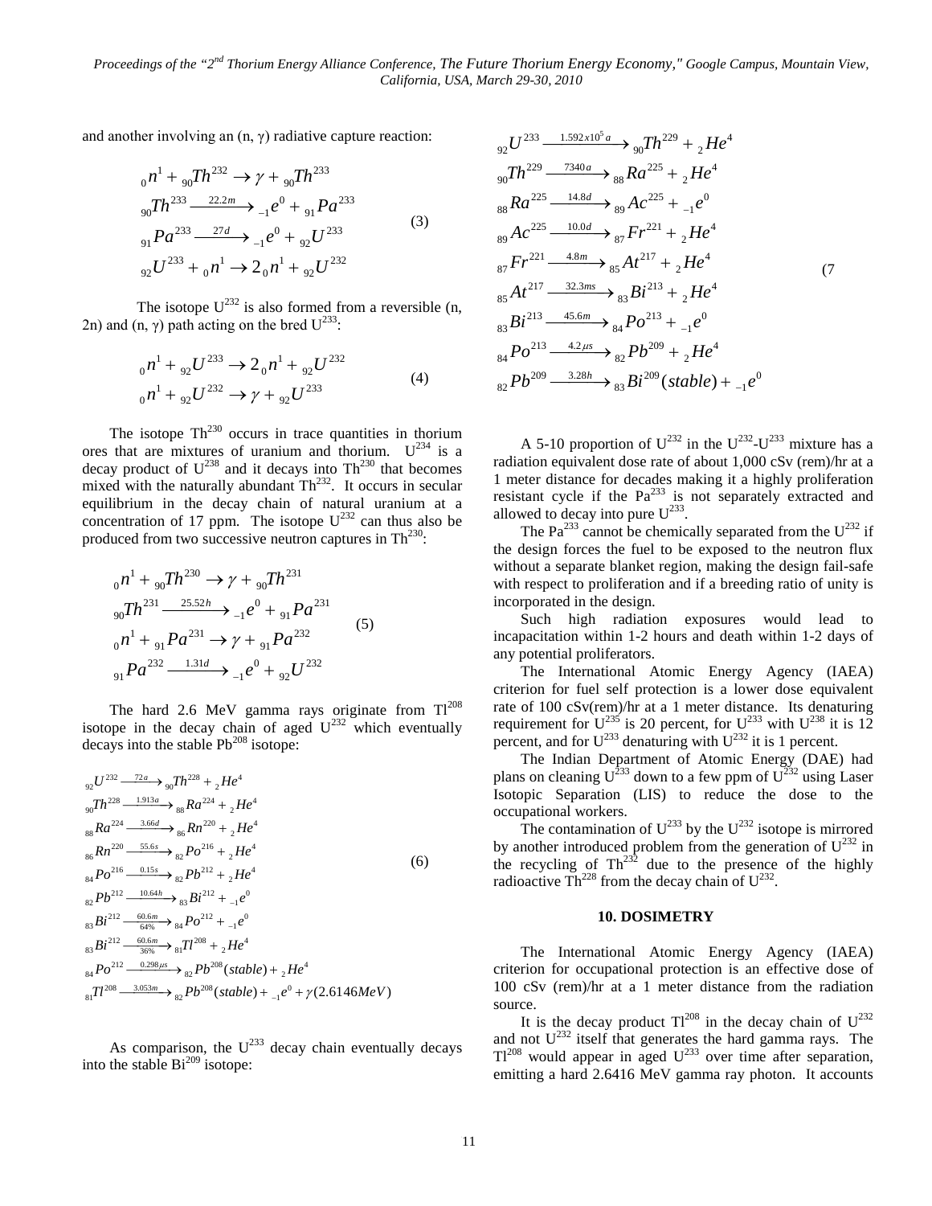and another involving an (n, γ) radiative capture reaction:

$$
\begin{aligned}
{}_0n^1 + {}_{90}Th^{232} &\rightarrow \gamma + {}_{90}Th^{233} \\
{}_{90}Th^{233} &\xrightarrow{22.2m} {}_{-1}e^0 + {}_{91}Pa^{233} \\
{}_{91}Pa^{233} &\xrightarrow{27d} {}_{-1}e^0 + {}_{92}U^{233} \\
{}_{92}U^{233} + {}_0n^1 &\rightarrow 2\,{}_0n^1 + {}_{92}U^{232}
\end{aligned}
\quad (3)
$$

The isotope $U^{232}$ is also formed from a reversible (n, 2n) and (n, γ) path acting on the bred $U^{233}$:

$$
\begin{aligned}
{}_0n^1 + {}_{92}U^{233} &\rightarrow 2\,{}_0n^1 + {}_{92}U^{232} \\
{}_0n^1 + {}_{92}U^{232} &\rightarrow \gamma + {}_{92}U^{233}
\end{aligned}
\quad (4)
$$

The isotope $Th^{230}$ occurs in trace quantities in thorium ores that are mixtures of uranium and thorium. $U^{234}$ is a decay product of $U^{238}$ and it decays into $Th^{230}$ that becomes mixed with the naturally abundant $Th^{232}$. It occurs in secular equilibrium in the decay chain of natural uranium at a concentration of 17 ppm. The isotope $U^{232}$ can thus also be produced from two successive neutron captures in $Th^{230}$:

$$
\begin{aligned}
{}_0n^1 + {}_{90}Th^{230} &\rightarrow \gamma + {}_{90}Th^{231} \\
{}_{90}Th^{231} &\xrightarrow{25.52h} {}_{-1}e^0 + {}_{91}Pa^{231} \\
{}_0n^1 + {}_{91}Pa^{231} &\rightarrow \gamma + {}_{91}Pa^{232} \\
{}_{91}Pa^{232} &\xrightarrow{1.31d} {}_{-1}e^0 + {}_{92}U^{232}
\end{aligned}
\quad (5)
$$

The hard 2.6 MeV gamma rays originate from $Tl^{208}$ isotope in the decay chain of aged $U^{232}$ which eventually decays into the stable $Pb^{208}$ isotope:

$$
\begin{aligned}
{}_{92}U^{232} &\xrightarrow{72a} {}_{90}Th^{228} + {}_2He^4 \\
{}_{90}Th^{228} &\xrightarrow{1.913a} {}_{88}Ra^{224} + {}_2He^4 \\
{}_{88}Ra^{224} &\xrightarrow{3.66d} {}_{86}Rn^{220} + {}_2He^4 \\
{}_{86}Rn^{220} &\xrightarrow{55.6s} {}_{82}Po^{216} + {}_2He^4 \\
{}_{84}Po^{216} &\xrightarrow{0.15s} {}_{82}Pb^{212} + {}_2He^4 \\
{}_{82}Pb^{212} &\xrightarrow{10.64h} {}_{83}Bi^{212} + {}_{-1}e^0 \\
{}_{83}Bi^{212} &\xrightarrow[64\%]{60.6m} {}_{84}Po^{212} + {}_{-1}e^0 \\
{}_{83}Bi^{212} &\xrightarrow[36\%]{60.6m} {}_{81}Tl^{208} + {}_2He^4 \\
{}_{84}Po^{212} &\xrightarrow{0.298\mu s} {}_{82}Pb^{208}(stable) + {}_2He^4 \\
{}_{81}Tl^{208} &\xrightarrow{3.053m} {}_{82}Pb^{208}(stable) + {}_{-1}e^0 + \gamma(2.6146MeV)
\end{aligned}
\quad (6)
$$

As comparison, the $U^{233}$ decay chain eventually decays into the stable $Bi^{209}$ isotope:

$$
\begin{aligned}
{}_{92}U^{233} &\xrightarrow{1.592x10^5 a} {}_{90}Th^{229} + {}_2He^4 \\
{}_{90}Th^{229} &\xrightarrow{7340a} {}_{88}Ra^{225} + {}_2He^4 \\
{}_{88}Ra^{225} &\xrightarrow{14.8d} {}_{89}Ac^{225} + {}_{-1}e^0 \\
{}_{89}Ac^{225} &\xrightarrow{10.0d} {}_{87}Fr^{221} + {}_2He^4 \\
{}_{87}Fr^{221} &\xrightarrow{4.8m} {}_{85}At^{217} + {}_2He^4 \\
{}_{85}At^{217} &\xrightarrow{32.3ms} {}_{83}Bi^{213} + {}_2He^4 \\
{}_{83}Bi^{213} &\xrightarrow{45.6m} {}_{84}Po^{213} + {}_{-1}e^0 \\
{}_{84}Po^{213} &\xrightarrow{4.2\mu s} {}_{82}Pb^{209} + {}_2He^4 \\
{}_{82}Pb^{209} &\xrightarrow{3.28h} {}_{83}Bi^{209}(stable) + {}_{-1}e^0
\end{aligned}
\quad (7
$$

A 5-10 proportion of $U^{232}$ in the $U^{232}$-$U^{233}$ mixture has a radiation equivalent dose rate of about 1,000 cSv (rem)/hr at a 1 meter distance for decades making it a highly proliferation resistant cycle if the $Pa^{233}$ is not separately extracted and allowed to decay into pure $U^{233}$.

The $Pa^{233}$ cannot be chemically separated from the $U^{232}$ if the design forces the fuel to be exposed to the neutron flux without a separate blanket region, making the design fail-safe with respect to proliferation and if a breeding ratio of unity is incorporated in the design.

Such high radiation exposures would lead to incapacitation within 1-2 hours and death within 1-2 days of any potential proliferators.

The International Atomic Energy Agency (IAEA) criterion for fuel self protection is a lower dose equivalent rate of 100 cSv(rem)/hr at a 1 meter distance. Its denaturing requirement for $U^{235}$ is 20 percent, for $U^{233}$ with $U^{238}$ it is 12 percent, and for $U^{233}$ denaturing with $U^{232}$ it is 1 percent.

The Indian Department of Atomic Energy (DAE) had plans on cleaning $U^{233}$ down to a few ppm of $U^{232}$ using Laser Isotopic Separation (LIS) to reduce the dose to the occupational workers.

The contamination of $U^{233}$ by the $U^{232}$ isotope is mirrored by another introduced problem from the generation of $U^{232}$ in the recycling of $Th^{232}$ due to the presence of the highly radioactive $Th^{228}$ from the decay chain of $U^{232}$.

## 10. DOSIMETRY

The International Atomic Energy Agency (IAEA) criterion for occupational protection is an effective dose of 100 cSv (rem)/hr at a 1 meter distance from the radiation source.

It is the decay product $Tl^{208}$ in the decay chain of $U^{232}$ and not $U^{232}$ itself that generates the hard gamma rays. The $Tl^{208}$ would appear in aged $U^{233}$ over time after separation, emitting a hard 2.6416 MeV gamma ray photon. It accounts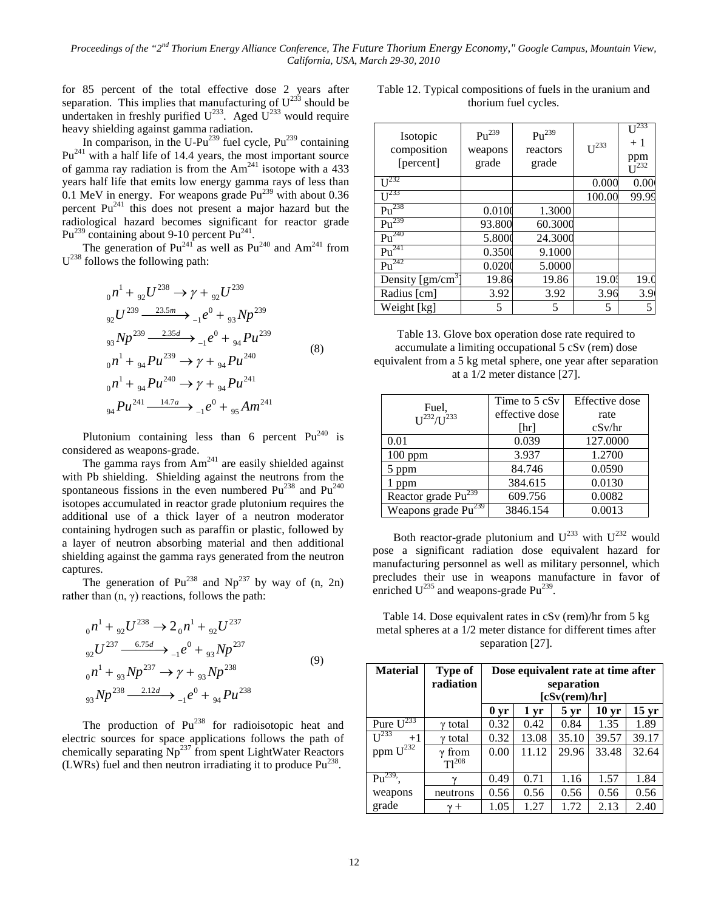for 85 percent of the total effective dose 2 years after separation. This implies that manufacturing of $U^{233}$ should be undertaken in freshly purified $U^{233}$. Aged $U^{233}$ would require heavy shielding against gamma radiation.

In comparison, in the U-$Pu^{239}$ fuel cycle, $Pu^{239}$ containing $Pu^{241}$ with a half life of 14.4 years, the most important source of gamma ray radiation is from the $Am^{241}$ isotope with a 433 years half life that emits low energy gamma rays of less than 0.1 MeV in energy. For weapons grade $Pu^{239}$ with about 0.36 percent $Pu^{241}$ this does not present a major hazard but the radiological hazard becomes significant for reactor grade $Pu^{239}$ containing about 9-10 percent $Pu^{241}$.

The generation of $Pu^{241}$ as well as $Pu^{240}$ and $Am^{241}$ from $U^{238}$ follows the following path:

$$
\begin{aligned}
&{}_0n^1 + {}_{92}U^{238} \rightarrow \gamma + {}_{92}U^{239} \\
&{}_{92}U^{239} \xrightarrow{23.5m} {}_{-1}e^0 + {}_{93}Np^{239} \\
&{}_{93}Np^{239} \xrightarrow{2.35d} {}_{-1}e^0 + {}_{94}Pu^{239} \\
&{}_0n^1 + {}_{94}Pu^{239} \rightarrow \gamma + {}_{94}Pu^{240} \\
&{}_0n^1 + {}_{94}Pu^{240} \rightarrow \gamma + {}_{94}Pu^{241} \\
&{}_{94}Pu^{241} \xrightarrow{14.7a} {}_{-1}e^0 + {}_{95}Am^{241}
\end{aligned} \quad (8)
$$

Plutonium containing less than 6 percent $Pu^{240}$ is considered as weapons-grade.

The gamma rays from $Am^{241}$ are easily shielded against with Pb shielding. Shielding against the neutrons from the spontaneous fissions in the even numbered $Pu^{238}$ and $Pu^{240}$ isotopes accumulated in reactor grade plutonium requires the additional use of a thick layer of a neutron moderator containing hydrogen such as paraffin or plastic, followed by a layer of neutron absorbing material and then additional shielding against the gamma rays generated from the neutron captures.

The generation of $Pu^{238}$ and $Np^{237}$ by way of (n, 2n) rather than (n, $\gamma$) reactions, follows the path:

$$
\begin{aligned}
&{}_0n^1 + {}_{92}U^{238} \rightarrow 2\,{}_0n^1 + {}_{92}U^{237} \\
&{}_{92}U^{237} \xrightarrow{6.75d} {}_{-1}e^0 + {}_{93}Np^{237} \\
&{}_0n^1 + {}_{93}Np^{237} \rightarrow \gamma + {}_{93}Np^{238} \\
&{}_{93}Np^{238} \xrightarrow{2.12d} {}_{-1}e^0 + {}_{94}Pu^{238}
\end{aligned} \quad (9)
$$

The production of $Pu^{238}$ for radioisotopic heat and electric sources for space applications follows the path of chemically separating $Np^{237}$ from spent LightWater Reactors (LWRs) fuel and then neutron irradiating it to produce $Pu^{238}$.

Table 12. Typical compositions of fuels in the uranium and thorium fuel cycles.

| Isotopic composition [percent] | $Pu^{239}$ weapons grade | $Pu^{239}$ reactors grade | $U^{233}$ | $U^{233}$ + 1 ppm $U^{232}$ |
|---|---|---|---|---|
| $U^{232}$ | | | 0.000 | 0.00 |
| $U^{233}$ | | | 100.00 | 99.99 |
| $Pu^{238}$ | 0.0100 | 1.3000 | | |
| $Pu^{239}$ | 93.800 | 60.3000 | | |
| $Pu^{240}$ | 5.8000 | 24.3000 | | |
| $Pu^{241}$ | 0.3500 | 9.1000 | | |
| $Pu^{242}$ | 0.0200 | 5.0000 | | |
| Density [gm/cm$^3$] | 19.86 | 19.86 | 19.05 | 19.0 |
| Radius [cm] | 3.92 | 3.92 | 3.96 | 3.9 |
| Weight [kg] | 5 | 5 | 5 | 5 |

Table 13. Glove box operation dose rate required to accumulate a limiting occupational 5 cSv (rem) dose equivalent from a 5 kg metal sphere, one year after separation at a 1/2 meter distance [27].

| Fuel, $U^{232}/U^{233}$ | Time to 5 cSv effective dose [hr] | Effective dose rate cSv/hr |
|---|---|---|
| 0.01 | 0.039 | 127.0000 |
| 100 ppm | 3.937 | 1.2700 |
| 5 ppm | 84.746 | 0.0590 |
| 1 ppm | 384.615 | 0.0130 |
| Reactor grade $Pu^{239}$ | 609.756 | 0.0082 |
| Weapons grade $Pu^{239}$ | 3846.154 | 0.0013 |

Both reactor-grade plutonium and $U^{233}$ with $U^{232}$ would pose a significant radiation dose equivalent hazard for manufacturing personnel as well as military personnel, which precludes their use in weapons manufacture in favor of enriched $U^{235}$ and weapons-grade $Pu^{239}$.

Table 14. Dose equivalent rates in cSv (rem)/hr from 5 kg metal spheres at a 1/2 meter distance for different times after separation [27].

| **Material** | **Type of radiation** | **Dose equivalent rate at time after separation [cSv(rem)/hr]** | | | | |
|---|---|---|---|---|---|---|
| | | **0 yr** | **1 yr** | **5 yr** | **10 yr** | **15 yr** |
| Pure $U^{233}$ | $\gamma$ total | 0.32 | 0.42 | 0.84 | 1.35 | 1.89 |
| $U^{233}$ +1 ppm $U^{232}$ | $\gamma$ total | 0.32 | 13.08 | 35.10 | 39.57 | 39.17 |
| | $\gamma$ from $Tl^{208}$ | 0.00 | 11.12 | 29.96 | 33.48 | 32.64 |
| $Pu^{239}$, weapons grade | $\gamma$ | 0.49 | 0.71 | 1.16 | 1.57 | 1.84 |
| | neutrons | 0.56 | 0.56 | 0.56 | 0.56 | 0.56 |
| | $\gamma$ + | 1.05 | 1.27 | 1.72 | 2.13 | 2.40 |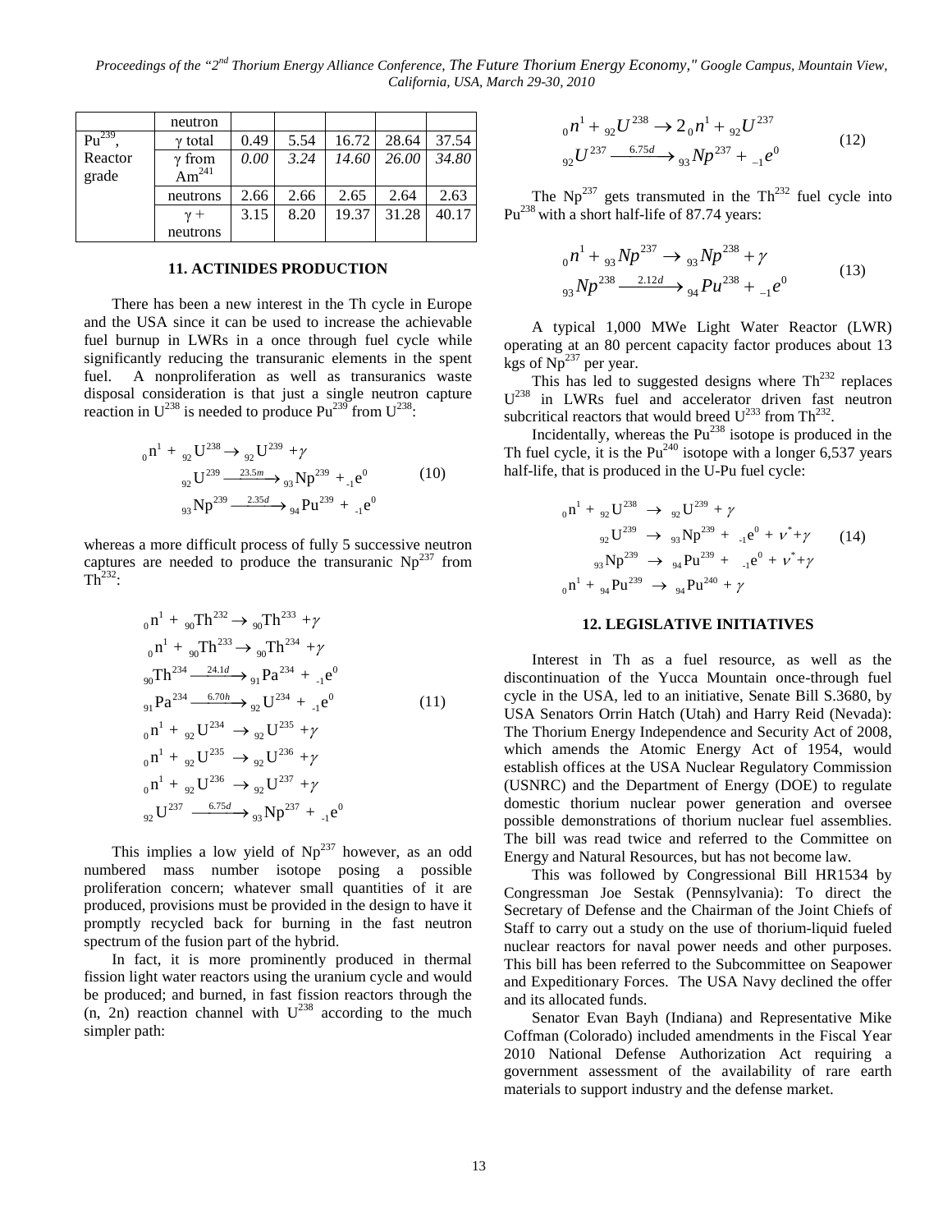| | neutron | | | | | |
|---|---|---|---|---|---|---|
| $Pu^{239}$, Reactor grade | γ total | 0.49 | 5.54 | 16.72 | 28.64 | 37.54 |
| | γ from $Am^{241}$ | *0.00* | *3.24* | *14.60* | *26.00* | *34.80* |
| | neutrons | 2.66 | 2.66 | 2.65 | 2.64 | 2.63 |
| | γ + neutrons | 3.15 | 8.20 | 19.37 | 31.28 | 40.17 |

### 11. ACTINIDES PRODUCTION

There has been a new interest in the Th cycle in Europe and the USA since it can be used to increase the achievable fuel burnup in LWRs in a once through fuel cycle while significantly reducing the transuranic elements in the spent fuel. A nonproliferation as well as transuranics waste disposal consideration is that just a single neutron capture reaction in $U^{238}$ is needed to produce $Pu^{239}$ from $U^{238}$:

$$
\begin{aligned}
{}_0n^1 + {}_{92}U^{238} &\rightarrow {}_{92}U^{239} + \gamma \\
{}_{92}U^{239} &\xrightarrow{23.5m} {}_{93}Np^{239} + {}_{-1}e^0 \\
{}_{93}Np^{239} &\xrightarrow{2.35d} {}_{94}Pu^{239} + {}_{-1}e^0
\end{aligned}
\tag{10}
$$

whereas a more difficult process of fully 5 successive neutron captures are needed to produce the transuranic $Np^{237}$ from $Th^{232}$:

$$
\begin{aligned}
{}_0n^1 + {}_{90}Th^{232} &\rightarrow {}_{90}Th^{233} + \gamma \\
{}_0n^1 + {}_{90}Th^{233} &\rightarrow {}_{90}Th^{234} + \gamma \\
{}_{90}Th^{234} &\xrightarrow{24.1d} {}_{91}Pa^{234} + {}_{-1}e^0 \\
{}_{91}Pa^{234} &\xrightarrow{6.70h} {}_{92}U^{234} + {}_{-1}e^0 \\
{}_0n^1 + {}_{92}U^{234} &\rightarrow {}_{92}U^{235} + \gamma \\
{}_0n^1 + {}_{92}U^{235} &\rightarrow {}_{92}U^{236} + \gamma \\
{}_0n^1 + {}_{92}U^{236} &\rightarrow {}_{92}U^{237} + \gamma \\
{}_{92}U^{237} &\xrightarrow{6.75d} {}_{93}Np^{237} + {}_{-1}e^0
\end{aligned}
\tag{11}
$$

This implies a low yield of $Np^{237}$ however, as an odd numbered mass number isotope posing a possible proliferation concern; whatever small quantities of it are produced, provisions must be provided in the design to have it promptly recycled back for burning in the fast neutron spectrum of the fusion part of the hybrid.

In fact, it is more prominently produced in thermal fission light water reactors using the uranium cycle and would be produced; and burned, in fast fission reactors through the (n, 2n) reaction channel with $U^{238}$ according to the much simpler path:

$$
\begin{aligned}
{}_0n^1 + {}_{92}U^{238} &\rightarrow 2\,{}_0n^1 + {}_{92}U^{237} \\
{}_{92}U^{237} &\xrightarrow{6.75d} {}_{93}Np^{237} + {}_{-1}e^0
\end{aligned}
\tag{12}
$$

The $Np^{237}$ gets transmuted in the $Th^{232}$ fuel cycle into $Pu^{238}$ with a short half-life of 87.74 years:

$$
\begin{aligned}
{}_0n^1 + {}_{93}Np^{237} &\rightarrow {}_{93}Np^{238} + \gamma \\
{}_{93}Np^{238} &\xrightarrow{2.12d} {}_{94}Pu^{238} + {}_{-1}e^0
\end{aligned}
\tag{13}
$$

A typical 1,000 MWe Light Water Reactor (LWR) operating at an 80 percent capacity factor produces about 13 kgs of $Np^{237}$ per year.

This has led to suggested designs where $Th^{232}$ replaces $U^{238}$ in LWRs fuel and accelerator driven fast neutron subcritical reactors that would breed $U^{233}$ from $Th^{232}$.

Incidentally, whereas the $Pu^{238}$ isotope is produced in the Th fuel cycle, it is the $Pu^{240}$ isotope with a longer 6,537 years half-life, that is produced in the U-Pu fuel cycle:

$$
\begin{aligned}
{}_0n^1 + {}_{92}U^{238} &\rightarrow {}_{92}U^{239} + \gamma \\
{}_{92}U^{239} &\rightarrow {}_{93}Np^{239} + {}_{-1}e^0 + \nu^* + \gamma \\
{}_{93}Np^{239} &\rightarrow {}_{94}Pu^{239} + {}_{-1}e^0 + \nu^* + \gamma \\
{}_0n^1 + {}_{94}Pu^{239} &\rightarrow {}_{94}Pu^{240} + \gamma
\end{aligned}
\tag{14}
$$

### 12. LEGISLATIVE INITIATIVES

Interest in Th as a fuel resource, as well as the discontinuation of the Yucca Mountain once-through fuel cycle in the USA, led to an initiative, Senate Bill S.3680, by USA Senators Orrin Hatch (Utah) and Harry Reid (Nevada): The Thorium Energy Independence and Security Act of 2008, which amends the Atomic Energy Act of 1954, would establish offices at the USA Nuclear Regulatory Commission (USNRC) and the Department of Energy (DOE) to regulate domestic thorium nuclear power generation and oversee possible demonstrations of thorium nuclear fuel assemblies. The bill was read twice and referred to the Committee on Energy and Natural Resources, but has not become law.

This was followed by Congressional Bill HR1534 by Congressman Joe Sestak (Pennsylvania): To direct the Secretary of Defense and the Chairman of the Joint Chiefs of Staff to carry out a study on the use of thorium-liquid fueled nuclear reactors for naval power needs and other purposes. This bill has been referred to the Subcommittee on Seapower and Expeditionary Forces. The USA Navy declined the offer and its allocated funds.

Senator Evan Bayh (Indiana) and Representative Mike Coffman (Colorado) included amendments in the Fiscal Year 2010 National Defense Authorization Act requiring a government assessment of the availability of rare earth materials to support industry and the defense market.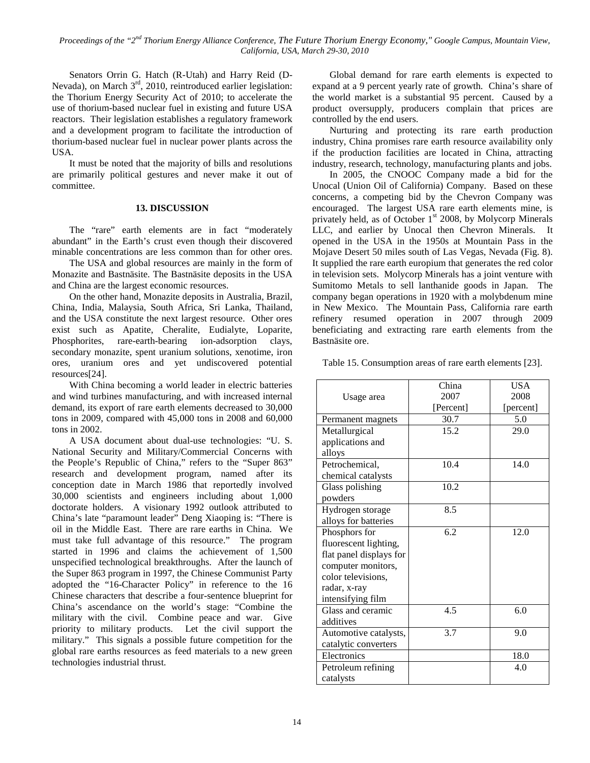Senators Orrin G. Hatch (R-Utah) and Harry Reid (D-Nevada), on March 3rd, 2010, reintroduced earlier legislation: the Thorium Energy Security Act of 2010; to accelerate the use of thorium-based nuclear fuel in existing and future USA reactors. Their legislation establishes a regulatory framework and a development program to facilitate the introduction of thorium-based nuclear fuel in nuclear power plants across the USA.

It must be noted that the majority of bills and resolutions are primarily political gestures and never make it out of committee.

## 13. DISCUSSION

The "rare" earth elements are in fact "moderately abundant" in the Earth's crust even though their discovered minable concentrations are less common than for other ores.

The USA and global resources are mainly in the form of Monazite and Bastnäsite. The Bastnäsite deposits in the USA and China are the largest economic resources.

On the other hand, Monazite deposits in Australia, Brazil, China, India, Malaysia, South Africa, Sri Lanka, Thailand, and the USA constitute the next largest resource. Other ores exist such as Apatite, Cheralite, Eudialyte, Loparite, Phosphorites, rare-earth-bearing ion-adsorption clays, secondary monazite, spent uranium solutions, xenotime, iron ores, uranium ores and yet undiscovered potential resources[24].

With China becoming a world leader in electric batteries and wind turbines manufacturing, and with increased internal demand, its export of rare earth elements decreased to 30,000 tons in 2009, compared with 45,000 tons in 2008 and 60,000 tons in 2002.

A USA document about dual-use technologies: "U. S. National Security and Military/Commercial Concerns with the People's Republic of China," refers to the "Super 863" research and development program, named after its conception date in March 1986 that reportedly involved 30,000 scientists and engineers including about 1,000 doctorate holders. A visionary 1992 outlook attributed to China's late "paramount leader" Deng Xiaoping is: "There is oil in the Middle East. There are rare earths in China. We must take full advantage of this resource." The program started in 1996 and claims the achievement of 1,500 unspecified technological breakthroughs. After the launch of the Super 863 program in 1997, the Chinese Communist Party adopted the "16-Character Policy" in reference to the 16 Chinese characters that describe a four-sentence blueprint for China's ascendance on the world's stage: "Combine the military with the civil. Combine peace and war. Give priority to military products. Let the civil support the military." This signals a possible future competition for the global rare earths resources as feed materials to a new green technologies industrial thrust.

Global demand for rare earth elements is expected to expand at a 9 percent yearly rate of growth. China's share of the world market is a substantial 95 percent. Caused by a product oversupply, producers complain that prices are controlled by the end users.

Nurturing and protecting its rare earth production industry, China promises rare earth resource availability only if the production facilities are located in China, attracting industry, research, technology, manufacturing plants and jobs.

In 2005, the CNOOC Company made a bid for the Unocal (Union Oil of California) Company. Based on these concerns, a competing bid by the Chevron Company was encouraged. The largest USA rare earth elements mine, is privately held, as of October 1st 2008, by Molycorp Minerals LLC, and earlier by Unocal then Chevron Minerals. It opened in the USA in the 1950s at Mountain Pass in the Mojave Desert 50 miles south of Las Vegas, Nevada (Fig. 8). It supplied the rare earth europium that generates the red color in television sets. Molycorp Minerals has a joint venture with Sumitomo Metals to sell lanthanide goods in Japan. The company began operations in 1920 with a molybdenum mine in New Mexico. The Mountain Pass, California rare earth refinery resumed operation in 2007 through 2009 beneficiating and extracting rare earth elements from the Bastnäsite ore.

Table 15. Consumption areas of rare earth elements [23].

| Usage area | China 2007 [Percent] | USA 2008 [percent] |
|---|---|---|
| Permanent magnets | 30.7 | 5.0 |
| Metallurgical applications and alloys | 15.2 | 29.0 |
| Petrochemical, chemical catalysts | 10.4 | 14.0 |
| Glass polishing powders | 10.2 | |
| Hydrogen storage alloys for batteries | 8.5 | |
| Phosphors for fluorescent lighting, flat panel displays for computer monitors, color televisions, radar, x-ray intensifying film | 6.2 | 12.0 |
| Glass and ceramic additives | 4.5 | 6.0 |
| Automotive catalysts, catalytic converters | 3.7 | 9.0 |
| Electronics | | 18.0 |
| Petroleum refining catalysts | | 4.0 |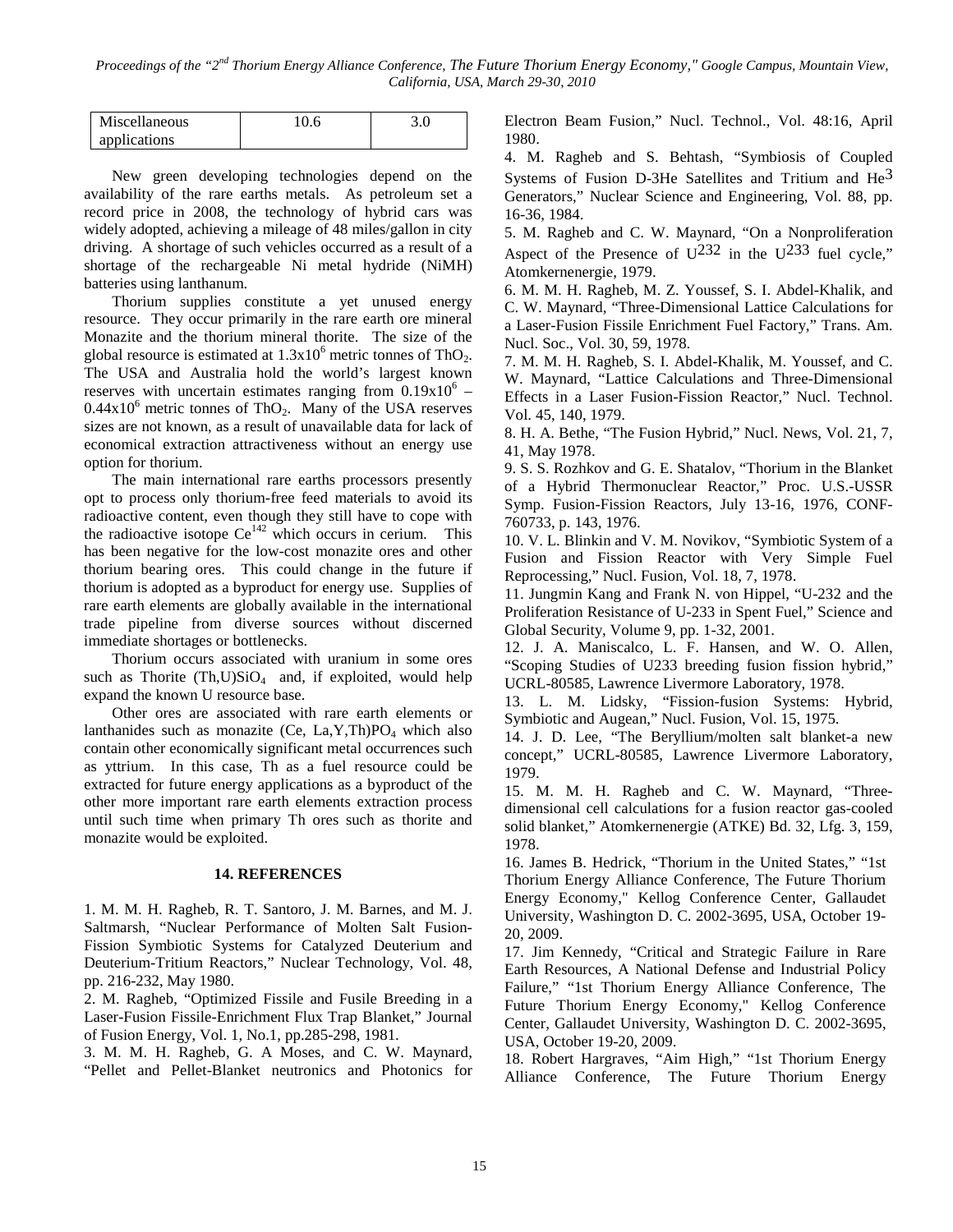| Miscellaneous applications | 10.6 | 3.0 |
|---|---|---|

New green developing technologies depend on the availability of the rare earths metals. As petroleum set a record price in 2008, the technology of hybrid cars was widely adopted, achieving a mileage of 48 miles/gallon in city driving. A shortage of such vehicles occurred as a result of a shortage of the rechargeable Ni metal hydride (NiMH) batteries using lanthanum.

Thorium supplies constitute a yet unused energy resource. They occur primarily in the rare earth ore mineral Monazite and the thorium mineral thorite. The size of the global resource is estimated at $1.3x10^6$ metric tonnes of $ThO_2$. The USA and Australia hold the world's largest known reserves with uncertain estimates ranging from $0.19x10^6$ – $0.44x10^6$ metric tonnes of $ThO_2$. Many of the USA reserves sizes are not known, as a result of unavailable data for lack of economical extraction attractiveness without an energy use option for thorium.

The main international rare earths processors presently opt to process only thorium-free feed materials to avoid its radioactive content, even though they still have to cope with the radioactive isotope $Ce^{142}$ which occurs in cerium. This has been negative for the low-cost monazite ores and other thorium bearing ores. This could change in the future if thorium is adopted as a byproduct for energy use. Supplies of rare earth elements are globally available in the international trade pipeline from diverse sources without discerned immediate shortages or bottlenecks.

Thorium occurs associated with uranium in some ores such as Thorite $(Th,U)SiO_4$ and, if exploited, would help expand the known U resource base.

Other ores are associated with rare earth elements or lanthanides such as monazite $(Ce, La,Y,Th)PO_4$ which also contain other economically significant metal occurrences such as yttrium. In this case, Th as a fuel resource could be extracted for future energy applications as a byproduct of the other more important rare earth elements extraction process until such time when primary Th ores such as thorite and monazite would be exploited.

## 14. REFERENCES

1. M. M. H. Ragheb, R. T. Santoro, J. M. Barnes, and M. J. Saltmarsh, "Nuclear Performance of Molten Salt Fusion-Fission Symbiotic Systems for Catalyzed Deuterium and Deuterium-Tritium Reactors," Nuclear Technology, Vol. 48, pp. 216-232, May 1980.
2. M. Ragheb, "Optimized Fissile and Fusile Breeding in a Laser-Fusion Fissile-Enrichment Flux Trap Blanket," Journal of Fusion Energy, Vol. 1, No.1, pp.285-298, 1981.
3. M. M. H. Ragheb, G. A Moses, and C. W. Maynard, "Pellet and Pellet-Blanket neutronics and Photonics for Electron Beam Fusion," Nucl. Technol., Vol. 48:16, April 1980.
4. M. Ragheb and S. Behtash, "Symbiosis of Coupled Systems of Fusion D-3He Satellites and Tritium and $He^3$ Generators," Nuclear Science and Engineering, Vol. 88, pp. 16-36, 1984.
5. M. Ragheb and C. W. Maynard, "On a Nonproliferation Aspect of the Presence of $U^{232}$ in the $U^{233}$ fuel cycle," Atomkernenergie, 1979.
6. M. M. H. Ragheb, M. Z. Youssef, S. I. Abdel-Khalik, and C. W. Maynard, "Three-Dimensional Lattice Calculations for a Laser-Fusion Fissile Enrichment Fuel Factory," Trans. Am. Nucl. Soc., Vol. 30, 59, 1978.
7. M. M. H. Ragheb, S. I. Abdel-Khalik, M. Youssef, and C. W. Maynard, "Lattice Calculations and Three-Dimensional Effects in a Laser Fusion-Fission Reactor," Nucl. Technol. Vol. 45, 140, 1979.
8. H. A. Bethe, "The Fusion Hybrid," Nucl. News, Vol. 21, 7, 41, May 1978.
9. S. S. Rozhkov and G. E. Shatalov, "Thorium in the Blanket of a Hybrid Thermonuclear Reactor," Proc. U.S.-USSR Symp. Fusion-Fission Reactors, July 13-16, 1976, CONF-760733, p. 143, 1976.
10. V. L. Blinkin and V. M. Novikov, "Symbiotic System of a Fusion and Fission Reactor with Very Simple Fuel Reprocessing," Nucl. Fusion, Vol. 18, 7, 1978.
11. Jungmin Kang and Frank N. von Hippel, "U-232 and the Proliferation Resistance of U-233 in Spent Fuel," Science and Global Security, Volume 9, pp. 1-32, 2001.
12. J. A. Maniscalco, L. F. Hansen, and W. O. Allen, "Scoping Studies of U233 breeding fusion fission hybrid," UCRL-80585, Lawrence Livermore Laboratory, 1978.
13. L. M. Lidsky, "Fission-fusion Systems: Hybrid, Symbiotic and Augean," Nucl. Fusion, Vol. 15, 1975.
14. J. D. Lee, "The Beryllium/molten salt blanket-a new concept," UCRL-80585, Lawrence Livermore Laboratory, 1979.
15. M. M. H. Ragheb and C. W. Maynard, "Three-dimensional cell calculations for a fusion reactor gas-cooled solid blanket," Atomkernenergie (ATKE) Bd. 32, Lfg. 3, 159, 1978.
16. James B. Hedrick, "Thorium in the United States," "1st Thorium Energy Alliance Conference, The Future Thorium Energy Economy," Kellog Conference Center, Gallaudet University, Washington D. C. 2002-3695, USA, October 19-20, 2009.
17. Jim Kennedy, "Critical and Strategic Failure in Rare Earth Resources, A National Defense and Industrial Policy Failure," "1st Thorium Energy Alliance Conference, The Future Thorium Energy Economy," Kellog Conference Center, Gallaudet University, Washington D. C. 2002-3695, USA, October 19-20, 2009.
18. Robert Hargraves, "Aim High," "1st Thorium Energy Alliance Conference, The Future Thorium Energy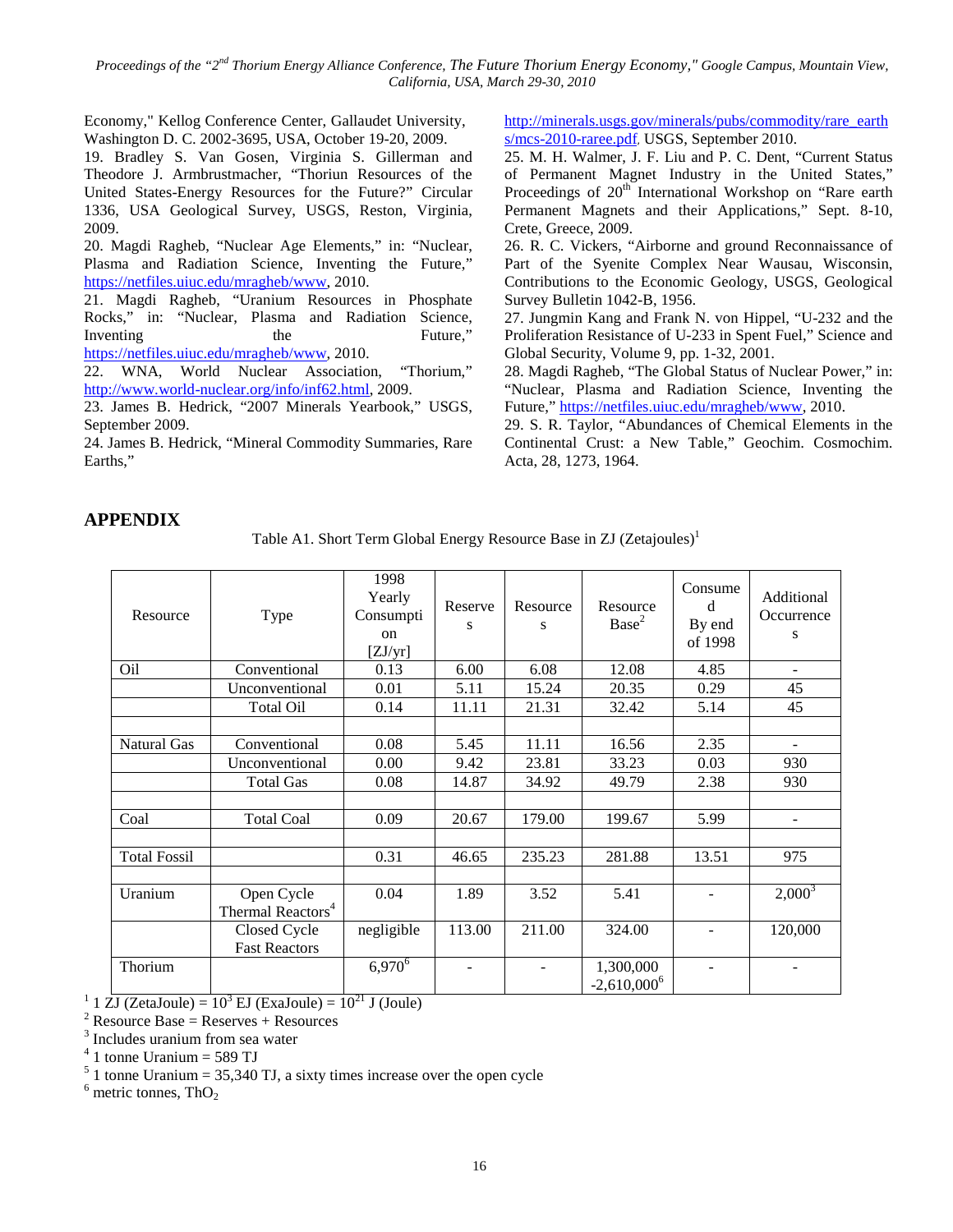Economy," Kellog Conference Center, Gallaudet University, Washington D. C. 2002-3695, USA, October 19-20, 2009.

19. Bradley S. Van Gosen, Virginia S. Gillerman and Theodore J. Armbrustmacher, "Thoriun Resources of the United States-Energy Resources for the Future?" Circular 1336, USA Geological Survey, USGS, Reston, Virginia, 2009.

20. Magdi Ragheb, "Nuclear Age Elements," in: "Nuclear, Plasma and Radiation Science, Inventing the Future," https://netfiles.uiuc.edu/mragheb/www, 2010.

21. Magdi Ragheb, "Uranium Resources in Phosphate Rocks," in: "Nuclear, Plasma and Radiation Science, Inventing the Future," https://netfiles.uiuc.edu/mragheb/www, 2010.

22. WNA, World Nuclear Association, "Thorium," http://www.world-nuclear.org/info/inf62.html, 2009.

23. James B. Hedrick, "2007 Minerals Yearbook," USGS, September 2009.

24. James B. Hedrick, "Mineral Commodity Summaries, Rare Earths," http://minerals.usgs.gov/minerals/pubs/commodity/rare_earths/mcs-2010-raree.pdf, USGS, September 2010.

25. M. H. Walmer, J. F. Liu and P. C. Dent, "Current Status of Permanent Magnet Industry in the United States," Proceedings of 20th International Workshop on "Rare earth Permanent Magnets and their Applications," Sept. 8-10, Crete, Greece, 2009.

26. R. C. Vickers, "Airborne and ground Reconnaissance of Part of the Syenite Complex Near Wausau, Wisconsin, Contributions to the Economic Geology, USGS, Geological Survey Bulletin 1042-B, 1956.

27. Jungmin Kang and Frank N. von Hippel, "U-232 and the Proliferation Resistance of U-233 in Spent Fuel," Science and Global Security, Volume 9, pp. 1-32, 2001.

28. Magdi Ragheb, "The Global Status of Nuclear Power," in: "Nuclear, Plasma and Radiation Science, Inventing the Future," https://netfiles.uiuc.edu/mragheb/www, 2010.

29. S. R. Taylor, "Abundances of Chemical Elements in the Continental Crust: a New Table," Geochim. Cosmochim. Acta, 28, 1273, 1964.

## APPENDIX

Table A1. Short Term Global Energy Resource Base in ZJ (Zetajoules)[1]

| Resource | Type | 1998 Yearly Consumption [ZJ/yr] | Reserves | Resources | Resource Base[2] | Consumed By end of 1998 | Additional Occurrences |
|---|---|---|---|---|---|---|---|
| Oil | Conventional | 0.13 | 6.00 | 6.08 | 12.08 | 4.85 | - |
| | Unconventional | 0.01 | 5.11 | 15.24 | 20.35 | 0.29 | 45 |
| | Total Oil | 0.14 | 11.11 | 21.31 | 32.42 | 5.14 | 45 |
| | | | | | | | |
| Natural Gas | Conventional | 0.08 | 5.45 | 11.11 | 16.56 | 2.35 | - |
| | Unconventional | 0.00 | 9.42 | 23.81 | 33.23 | 0.03 | 930 |
| | Total Gas | 0.08 | 14.87 | 34.92 | 49.79 | 2.38 | 930 |
| | | | | | | | |
| Coal | Total Coal | 0.09 | 20.67 | 179.00 | 199.67 | 5.99 | - |
| | | | | | | | |
| Total Fossil | | 0.31 | 46.65 | 235.23 | 281.88 | 13.51 | 975 |
| | | | | | | | |
| Uranium | Open Cycle Thermal Reactors[4] | 0.04 | 1.89 | 3.52 | 5.41 | - | 2,000[3] |
| | Closed Cycle Fast Reactors | negligible | 113.00 | 211.00 | 324.00 | - | 120,000 |
| Thorium | | 6,970[6] | - | - | 1,300,000 -2,610,000[6] | - | - |

[1] 1 ZJ (ZetaJoule) = $10^3$ EJ (ExaJoule) = $10^{21}$ J (Joule)

[2] Resource Base = Reserves + Resources

[3] Includes uranium from sea water

[4] 1 tonne Uranium = 589 TJ

[5] 1 tonne Uranium = 35,340 TJ, a sixty times increase over the open cycle

[6] metric tonnes, $ThO_2$